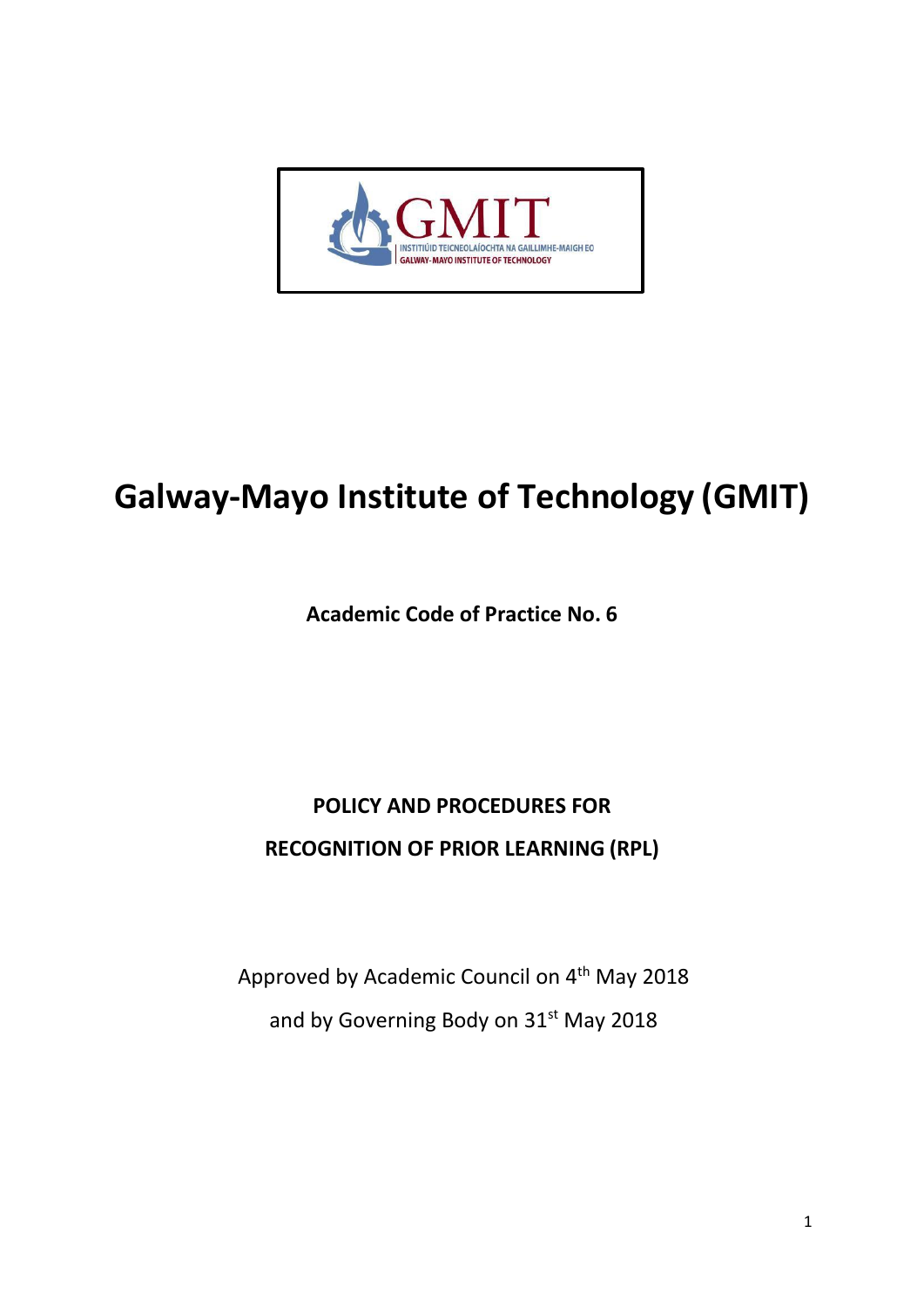# Galway-Mayo Institute of Technology (GMIT)

**Academic Code of Practice No. 6**

**POLICY AND PROCEDURES FOR**

**RECOGNITION OF PRIOR LEARNING (RPL)**

Approved by Academic Council on 4th May 2018

and by Governing Body on 31st May 2018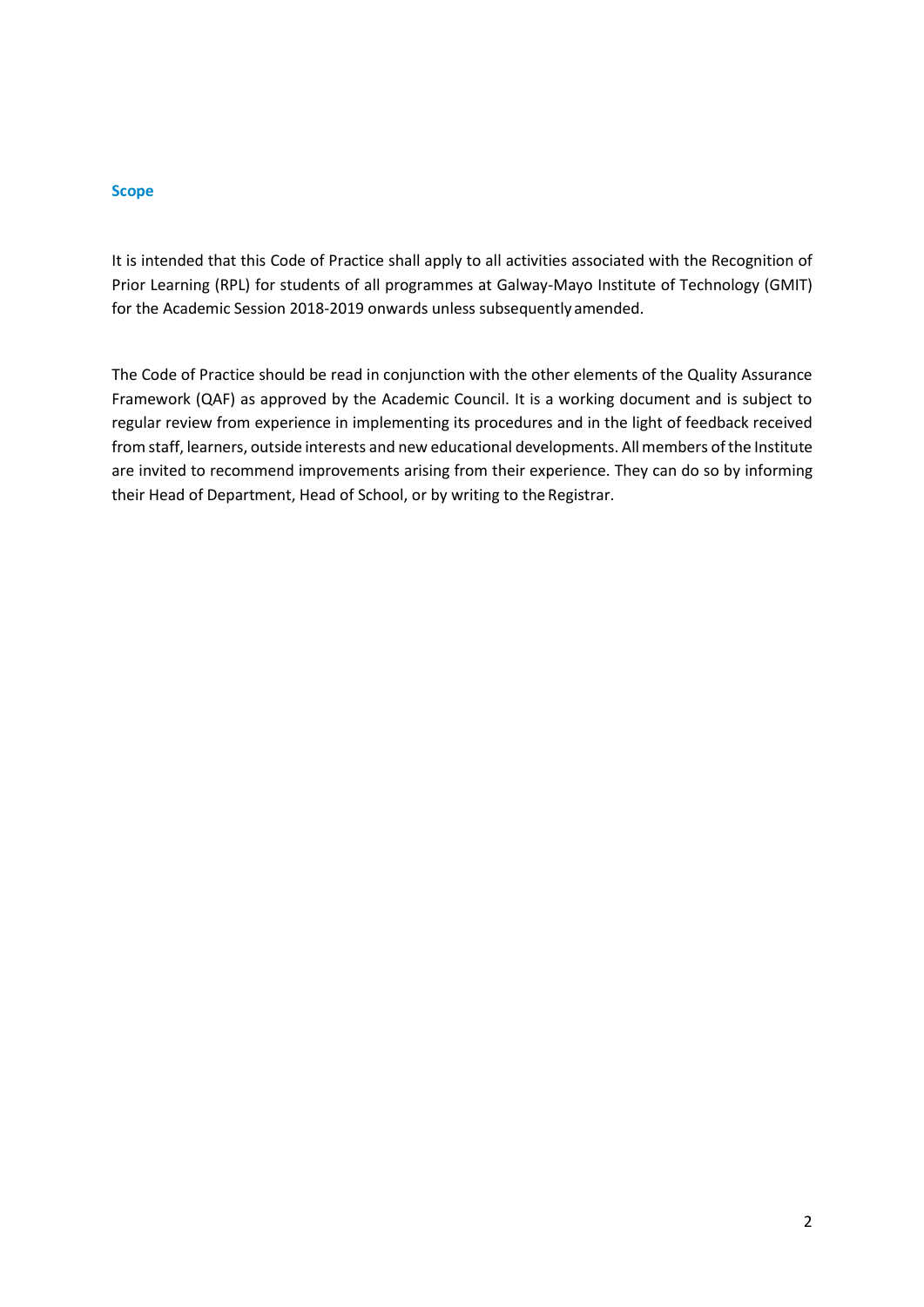## Scope

It is intended that this Code of Practice shall apply to all activities associated with the Recognition of Prior Learning (RPL) for students of all programmes at Galway-Mayo Institute of Technology (GMIT) for the Academic Session 2018-2019 onwards unless subsequently amended.

The Code of Practice should be read in conjunction with the other elements of the Quality Assurance Framework (QAF) as approved by the Academic Council. It is a working document and is subject to regular review from experience in implementing its procedures and in the light of feedback received from staff, learners, outside interests and new educational developments. All members of the Institute are invited to recommend improvements arising from their experience. They can do so by informing their Head of Department, Head of School, or by writing to the Registrar.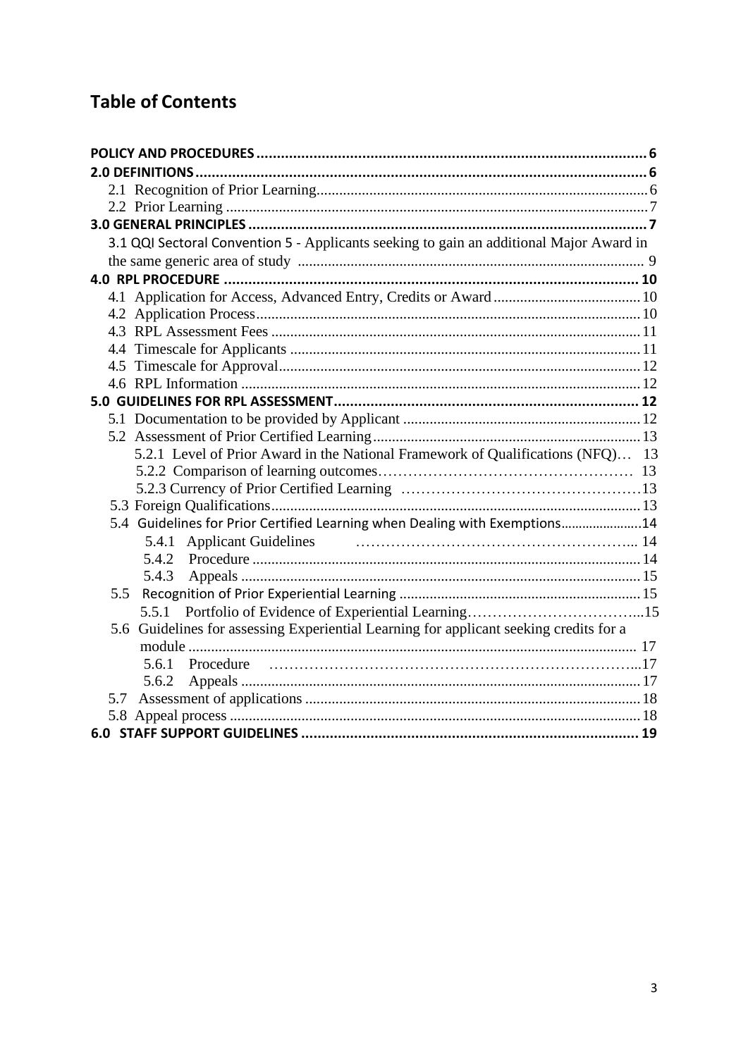# Table of Contents

- **POLICY AND PROCEDURES** ........ 6
- **2.0 DEFINITIONS** ........ 6
  - 2.1 Recognition of Prior Learning ........ 6
  - 2.2 Prior Learning ........ 7
- **3.0 GENERAL PRINCIPLES** ........ 7
  - 3.1 QQI Sectoral Convention 5 - Applicants seeking to gain an additional Major Award in the same generic area of study ........ 9
- **4.0 RPL PROCEDURE** ........ 10
  - 4.1 Application for Access, Advanced Entry, Credits or Award ........ 10
  - 4.2 Application Process ........ 10
  - 4.3 RPL Assessment Fees ........ 11
  - 4.4 Timescale for Applicants ........ 11
  - 4.5 Timescale for Approval ........ 12
  - 4.6 RPL Information ........ 12
- **5.0 GUIDELINES FOR RPL ASSESSMENT** ........ 12
  - 5.1 Documentation to be provided by Applicant ........ 12
  - 5.2 Assessment of Prior Certified Learning ........ 13
    - 5.2.1 Level of Prior Award in the National Framework of Qualifications (NFQ) ........ 13
    - 5.2.2 Comparison of learning outcomes ........ 13
    - 5.2.3 Currency of Prior Certified Learning ........ 13
  - 5.3 Foreign Qualifications ........ 13
  - 5.4 Guidelines for Prior Certified Learning when Dealing with Exemptions ........ 14
    - 5.4.1 Applicant Guidelines ........ 14
    - 5.4.2 Procedure ........ 14
    - 5.4.3 Appeals ........ 15
  - 5.5 Recognition of Prior Experiential Learning ........ 15
    - 5.5.1 Portfolio of Evidence of Experiential Learning ........ 15
  - 5.6 Guidelines for assessing Experiential Learning for applicant seeking credits for a module ........ 17
    - 5.6.1 Procedure ........ 17
    - 5.6.2 Appeals ........ 17
  - 5.7 Assessment of applications ........ 18
  - 5.8 Appeal process ........ 18
- **6.0 STAFF SUPPORT GUIDELINES** ........ 19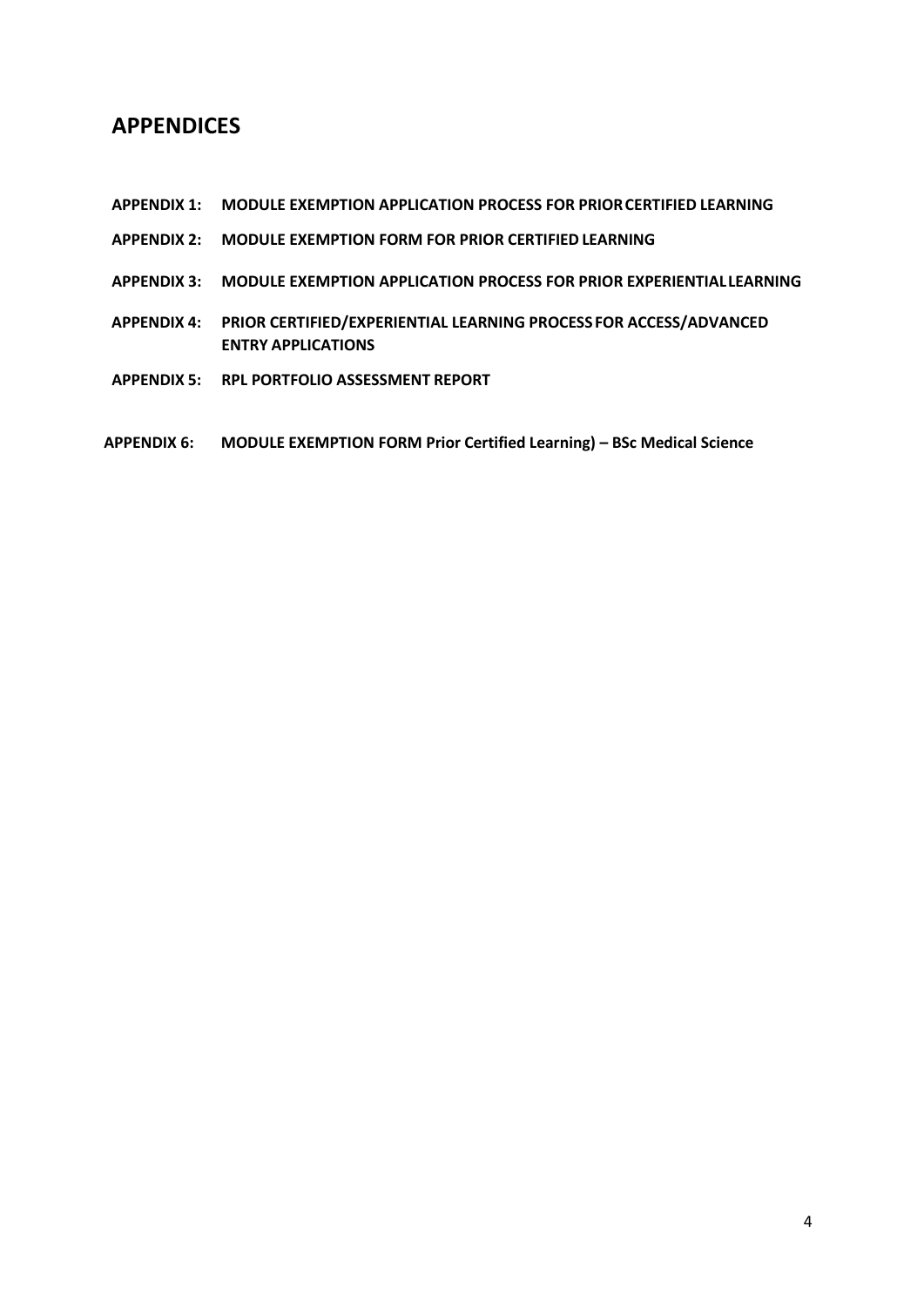# APPENDICES

**APPENDIX 1: MODULE EXEMPTION APPLICATION PROCESS FOR PRIOR CERTIFIED LEARNING**

**APPENDIX 2: MODULE EXEMPTION FORM FOR PRIOR CERTIFIED LEARNING**

**APPENDIX 3: MODULE EXEMPTION APPLICATION PROCESS FOR PRIOR EXPERIENTIAL LEARNING**

**APPENDIX 4: PRIOR CERTIFIED/EXPERIENTIAL LEARNING PROCESS FOR ACCESS/ADVANCED ENTRY APPLICATIONS**

**APPENDIX 5: RPL PORTFOLIO ASSESSMENT REPORT**

**APPENDIX 6: MODULE EXEMPTION FORM Prior Certified Learning) – BSc Medical Science**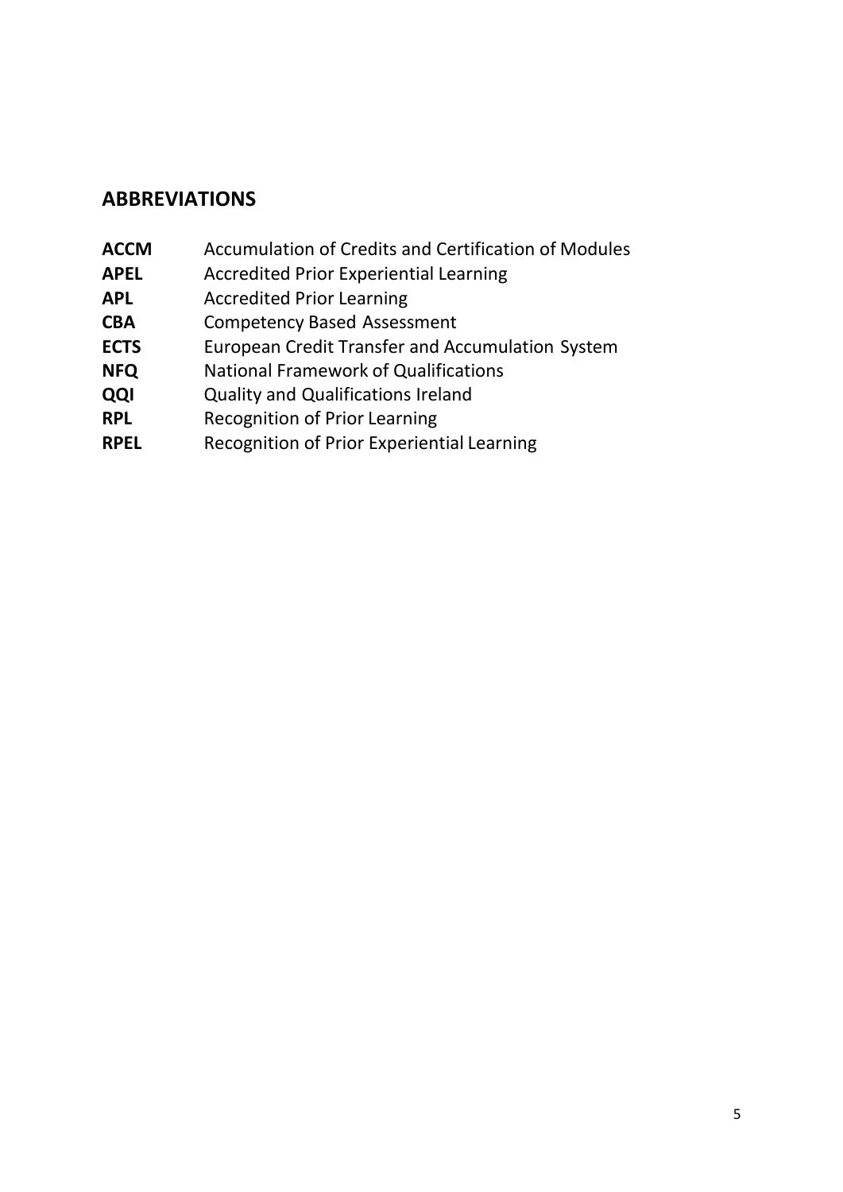## ABBREVIATIONS

| | |
|---|---|
| **ACCM** | Accumulation of Credits and Certification of Modules |
| **APEL** | Accredited Prior Experiential Learning |
| **APL** | Accredited Prior Learning |
| **CBA** | Competency Based Assessment |
| **ECTS** | European Credit Transfer and Accumulation System |
| **NFQ** | National Framework of Qualifications |
| **QQI** | Quality and Qualifications Ireland |
| **RPL** | Recognition of Prior Learning |
| **RPEL** | Recognition of Prior Experiential Learning |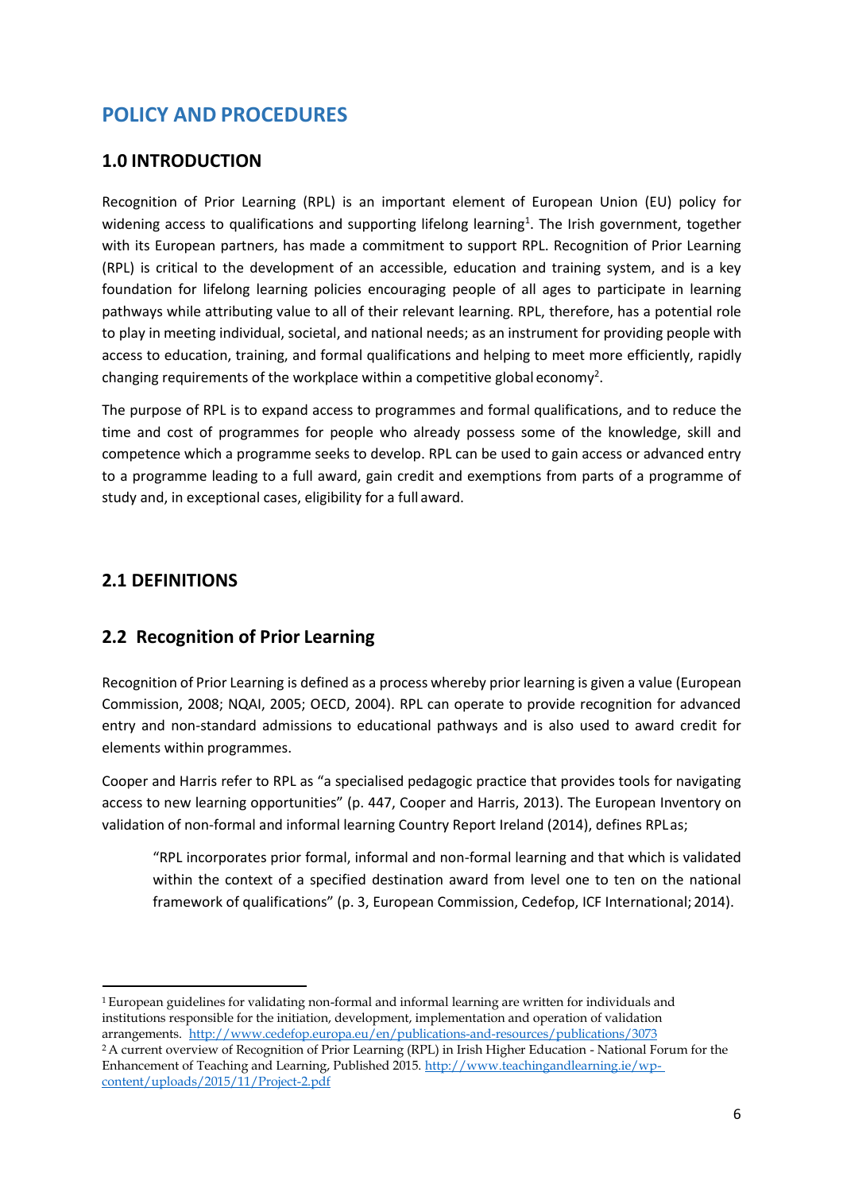# POLICY AND PROCEDURES

## 1.0 INTRODUCTION

Recognition of Prior Learning (RPL) is an important element of European Union (EU) policy for widening access to qualifications and supporting lifelong learning[1]. The Irish government, together with its European partners, has made a commitment to support RPL. Recognition of Prior Learning (RPL) is critical to the development of an accessible, education and training system, and is a key foundation for lifelong learning policies encouraging people of all ages to participate in learning pathways while attributing value to all of their relevant learning. RPL, therefore, has a potential role to play in meeting individual, societal, and national needs; as an instrument for providing people with access to education, training, and formal qualifications and helping to meet more efficiently, rapidly changing requirements of the workplace within a competitive global economy[2].

The purpose of RPL is to expand access to programmes and formal qualifications, and to reduce the time and cost of programmes for people who already possess some of the knowledge, skill and competence which a programme seeks to develop. RPL can be used to gain access or advanced entry to a programme leading to a full award, gain credit and exemptions from parts of a programme of study and, in exceptional cases, eligibility for a full award.

## 2.1 DEFINITIONS

## 2.2 Recognition of Prior Learning

Recognition of Prior Learning is defined as a process whereby prior learning is given a value (European Commission, 2008; NQAI, 2005; OECD, 2004). RPL can operate to provide recognition for advanced entry and non-standard admissions to educational pathways and is also used to award credit for elements within programmes.

Cooper and Harris refer to RPL as "a specialised pedagogic practice that provides tools for navigating access to new learning opportunities" (p. 447, Cooper and Harris, 2013). The European Inventory on validation of non-formal and informal learning Country Report Ireland (2014), defines RPL as;

> "RPL incorporates prior formal, informal and non-formal learning and that which is validated within the context of a specified destination award from level one to ten on the national framework of qualifications" (p. 3, European Commission, Cedefop, ICF International; 2014).

---

[1] European guidelines for validating non-formal and informal learning are written for individuals and institutions responsible for the initiation, development, implementation and operation of validation arrangements. http://www.cedefop.europa.eu/en/publications-and-resources/publications/3073

[2] A current overview of Recognition of Prior Learning (RPL) in Irish Higher Education - National Forum for the Enhancement of Teaching and Learning, Published 2015. http://www.teachingandlearning.ie/wp-content/uploads/2015/11/Project-2.pdf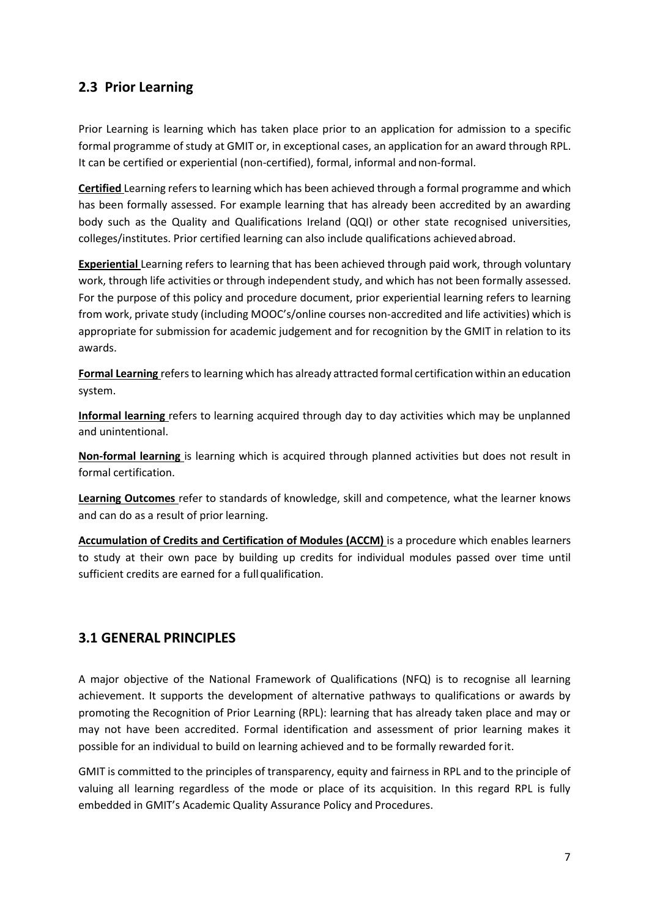## 2.3 Prior Learning

Prior Learning is learning which has taken place prior to an application for admission to a specific formal programme of study at GMIT or, in exceptional cases, an application for an award through RPL. It can be certified or experiential (non-certified), formal, informal and non-formal.

**Certified** Learning refers to learning which has been achieved through a formal programme and which has been formally assessed. For example learning that has already been accredited by an awarding body such as the Quality and Qualifications Ireland (QQI) or other state recognised universities, colleges/institutes. Prior certified learning can also include qualifications achieved abroad.

**Experiential** Learning refers to learning that has been achieved through paid work, through voluntary work, through life activities or through independent study, and which has not been formally assessed. For the purpose of this policy and procedure document, prior experiential learning refers to learning from work, private study (including MOOC's/online courses non-accredited and life activities) which is appropriate for submission for academic judgement and for recognition by the GMIT in relation to its awards.

**Formal Learning** refers to learning which has already attracted formal certification within an education system.

**Informal learning** refers to learning acquired through day to day activities which may be unplanned and unintentional.

**Non-formal learning** is learning which is acquired through planned activities but does not result in formal certification.

**Learning Outcomes** refer to standards of knowledge, skill and competence, what the learner knows and can do as a result of prior learning.

**Accumulation of Credits and Certification of Modules (ACCM)** is a procedure which enables learners to study at their own pace by building up credits for individual modules passed over time until sufficient credits are earned for a full qualification.

## 3.1 GENERAL PRINCIPLES

A major objective of the National Framework of Qualifications (NFQ) is to recognise all learning achievement. It supports the development of alternative pathways to qualifications or awards by promoting the Recognition of Prior Learning (RPL): learning that has already taken place and may or may not have been accredited. Formal identification and assessment of prior learning makes it possible for an individual to build on learning achieved and to be formally rewarded for it.

GMIT is committed to the principles of transparency, equity and fairness in RPL and to the principle of valuing all learning regardless of the mode or place of its acquisition. In this regard RPL is fully embedded in GMIT's Academic Quality Assurance Policy and Procedures.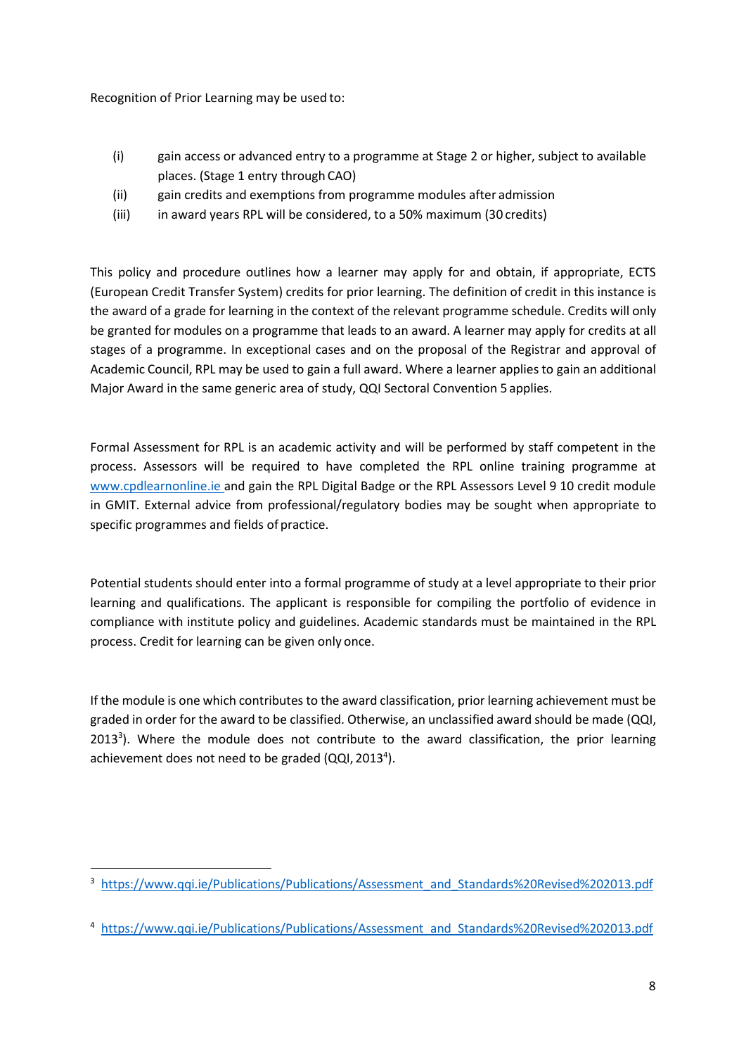Recognition of Prior Learning may be used to:

(i) gain access or advanced entry to a programme at Stage 2 or higher, subject to available places. (Stage 1 entry through CAO)
(ii) gain credits and exemptions from programme modules after admission
(iii) in award years RPL will be considered, to a 50% maximum (30 credits)

This policy and procedure outlines how a learner may apply for and obtain, if appropriate, ECTS (European Credit Transfer System) credits for prior learning. The definition of credit in this instance is the award of a grade for learning in the context of the relevant programme schedule. Credits will only be granted for modules on a programme that leads to an award. A learner may apply for credits at all stages of a programme. In exceptional cases and on the proposal of the Registrar and approval of Academic Council, RPL may be used to gain a full award. Where a learner applies to gain an additional Major Award in the same generic area of study, QQI Sectoral Convention 5 applies.

Formal Assessment for RPL is an academic activity and will be performed by staff competent in the process. Assessors will be required to have completed the RPL online training programme at [www.cpdlearnonline.ie](http://www.cpdlearnonline.ie) and gain the RPL Digital Badge or the RPL Assessors Level 9 10 credit module in GMIT. External advice from professional/regulatory bodies may be sought when appropriate to specific programmes and fields of practice.

Potential students should enter into a formal programme of study at a level appropriate to their prior learning and qualifications. The applicant is responsible for compiling the portfolio of evidence in compliance with institute policy and guidelines. Academic standards must be maintained in the RPL process. Credit for learning can be given only once.

If the module is one which contributes to the award classification, prior learning achievement must be graded in order for the award to be classified. Otherwise, an unclassified award should be made (QQI, 2013[3]). Where the module does not contribute to the award classification, the prior learning achievement does not need to be graded (QQI, 2013[4]).

---

[3] https://www.qqi.ie/Publications/Publications/Assessment_and_Standards%20Revised%202013.pdf

[4] https://www.qqi.ie/Publications/Publications/Assessment_and_Standards%20Revised%202013.pdf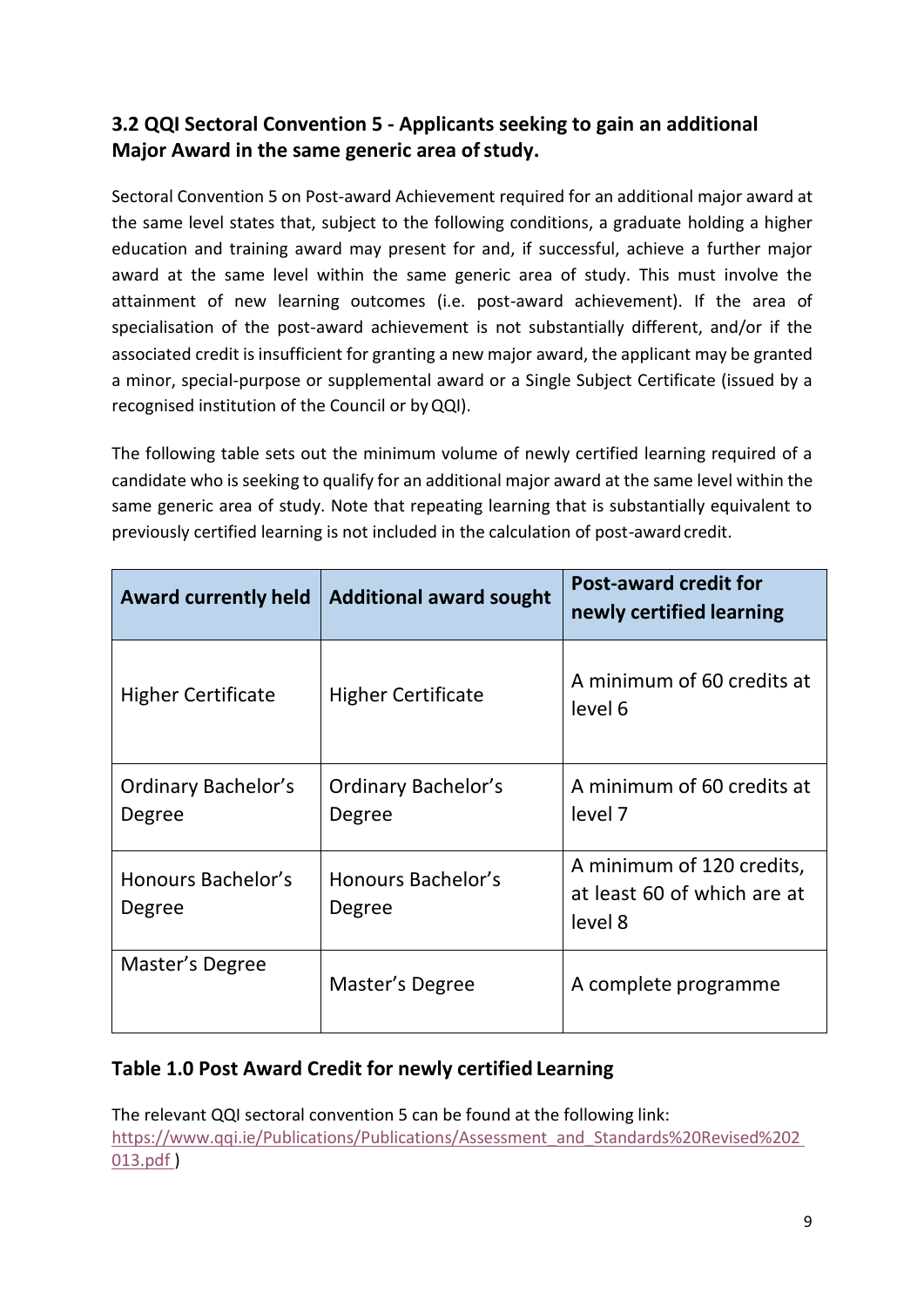## 3.2 QQI Sectoral Convention 5 - Applicants seeking to gain an additional Major Award in the same generic area of study.

Sectoral Convention 5 on Post-award Achievement required for an additional major award at the same level states that, subject to the following conditions, a graduate holding a higher education and training award may present for and, if successful, achieve a further major award at the same level within the same generic area of study. This must involve the attainment of new learning outcomes (i.e. post-award achievement). If the area of specialisation of the post-award achievement is not substantially different, and/or if the associated credit is insufficient for granting a new major award, the applicant may be granted a minor, special-purpose or supplemental award or a Single Subject Certificate (issued by a recognised institution of the Council or by QQI).

The following table sets out the minimum volume of newly certified learning required of a candidate who is seeking to qualify for an additional major award at the same level within the same generic area of study. Note that repeating learning that is substantially equivalent to previously certified learning is not included in the calculation of post-award credit.

| Award currently held | Additional award sought | Post-award credit for newly certified learning |
|---|---|---|
| Higher Certificate | Higher Certificate | A minimum of 60 credits at level 6 |
| Ordinary Bachelor's Degree | Ordinary Bachelor's Degree | A minimum of 60 credits at level 7 |
| Honours Bachelor's Degree | Honours Bachelor's Degree | A minimum of 120 credits, at least 60 of which are at level 8 |
| Master's Degree | Master's Degree | A complete programme |

### Table 1.0 Post Award Credit for newly certified Learning

The relevant QQI sectoral convention 5 can be found at the following link: [https://www.qqi.ie/Publications/Publications/Assessment_and_Standards%20Revised%202013.pdf](https://www.qqi.ie/Publications/Publications/Assessment_and_Standards%20Revised%202013.pdf) )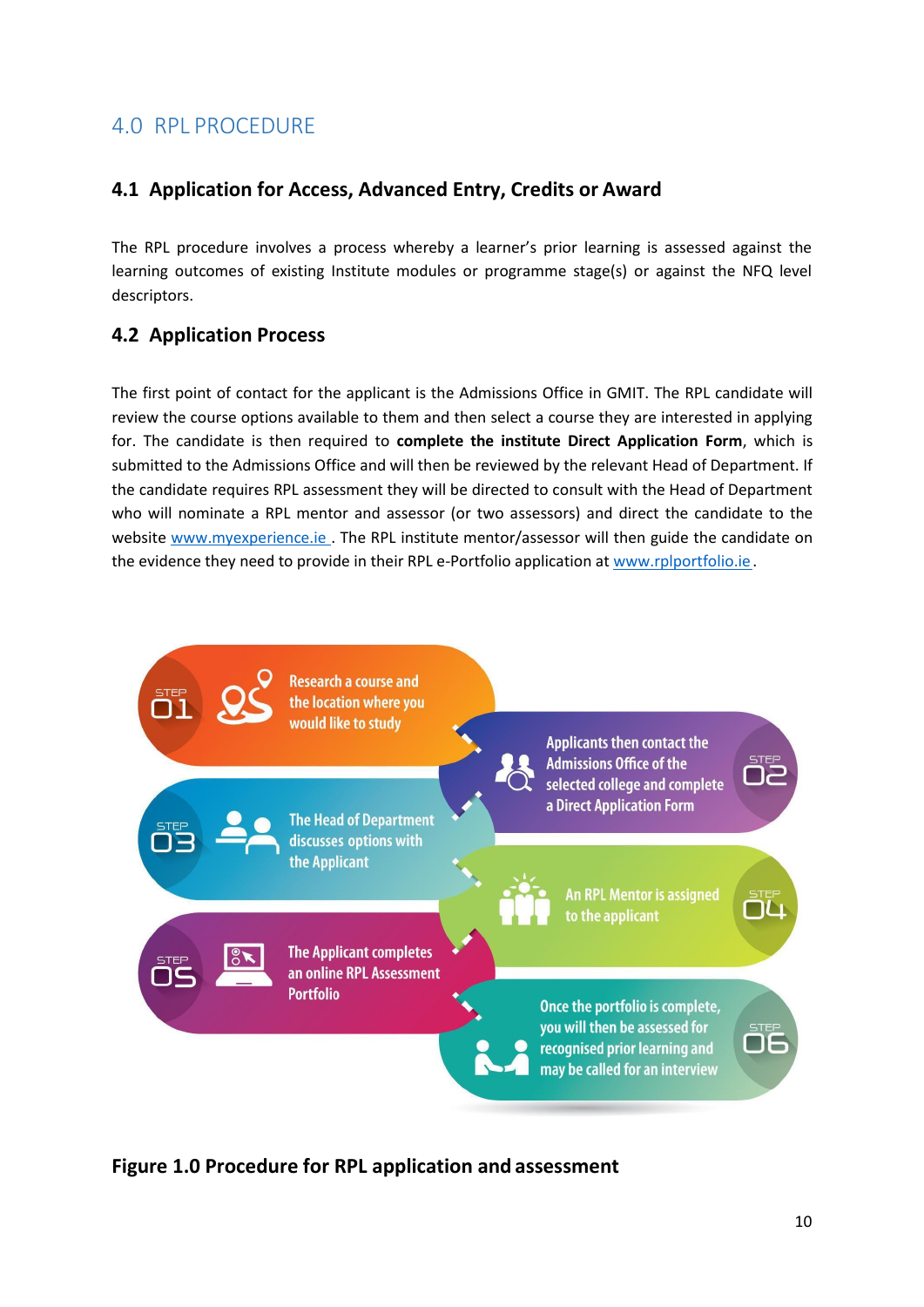# 4.0 RPL PROCEDURE

## 4.1 Application for Access, Advanced Entry, Credits or Award

The RPL procedure involves a process whereby a learner's prior learning is assessed against the learning outcomes of existing Institute modules or programme stage(s) or against the NFQ level descriptors.

## 4.2 Application Process

The first point of contact for the applicant is the Admissions Office in GMIT. The RPL candidate will review the course options available to them and then select a course they are interested in applying for. The candidate is then required to **complete the institute Direct Application Form**, which is submitted to the Admissions Office and will then be reviewed by the relevant Head of Department. If the candidate requires RPL assessment they will be directed to consult with the Head of Department who will nominate a RPL mentor and assessor (or two assessors) and direct the candidate to the website www.myexperience.ie . The RPL institute mentor/assessor will then guide the candidate on the evidence they need to provide in their RPL e-Portfolio application at www.rplportfolio.ie.

STEP 01 Research a course and the location where you would like to study

STEP 02 Applicants then contact the Admissions Office of the selected college and complete a Direct Application Form

STEP 03 The Head of Department discusses options with the Applicant

STEP 04 An RPL Mentor is assigned to the applicant

STEP 05 The Applicant completes an online RPL Assessment Portfolio

STEP 06 Once the portfolio is complete, you will then be assessed for recognised prior learning and may be called for an interview

**Figure 1.0 Procedure for RPL application and assessment**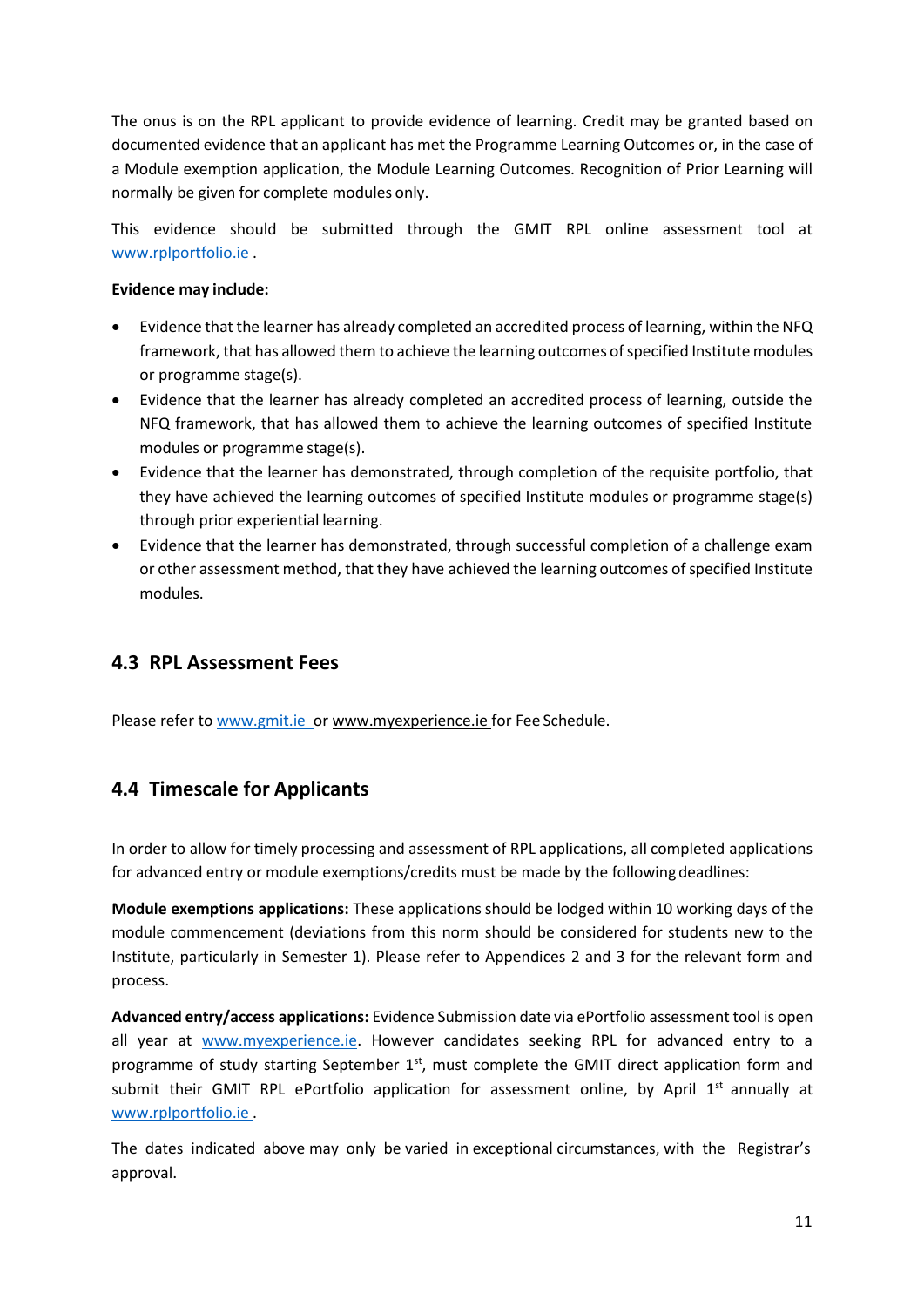The onus is on the RPL applicant to provide evidence of learning. Credit may be granted based on documented evidence that an applicant has met the Programme Learning Outcomes or, in the case of a Module exemption application, the Module Learning Outcomes. Recognition of Prior Learning will normally be given for complete modules only.

This evidence should be submitted through the GMIT RPL online assessment tool at www.rplportfolio.ie .

**Evidence may include:**

- Evidence that the learner has already completed an accredited process of learning, within the NFQ framework, that has allowed them to achieve the learning outcomes of specified Institute modules or programme stage(s).
- Evidence that the learner has already completed an accredited process of learning, outside the NFQ framework, that has allowed them to achieve the learning outcomes of specified Institute modules or programme stage(s).
- Evidence that the learner has demonstrated, through completion of the requisite portfolio, that they have achieved the learning outcomes of specified Institute modules or programme stage(s) through prior experiential learning.
- Evidence that the learner has demonstrated, through successful completion of a challenge exam or other assessment method, that they have achieved the learning outcomes of specified Institute modules.

## 4.3 RPL Assessment Fees

Please refer to www.gmit.ie or www.myexperience.ie for Fee Schedule.

## 4.4 Timescale for Applicants

In order to allow for timely processing and assessment of RPL applications, all completed applications for advanced entry or module exemptions/credits must be made by the following deadlines:

**Module exemptions applications:** These applications should be lodged within 10 working days of the module commencement (deviations from this norm should be considered for students new to the Institute, particularly in Semester 1). Please refer to Appendices 2 and 3 for the relevant form and process.

**Advanced entry/access applications:** Evidence Submission date via ePortfolio assessment tool is open all year at www.myexperience.ie. However candidates seeking RPL for advanced entry to a programme of study starting September 1st, must complete the GMIT direct application form and submit their GMIT RPL ePortfolio application for assessment online, by April 1st annually at www.rplportfolio.ie .

The dates indicated above may only be varied in exceptional circumstances, with the Registrar's approval.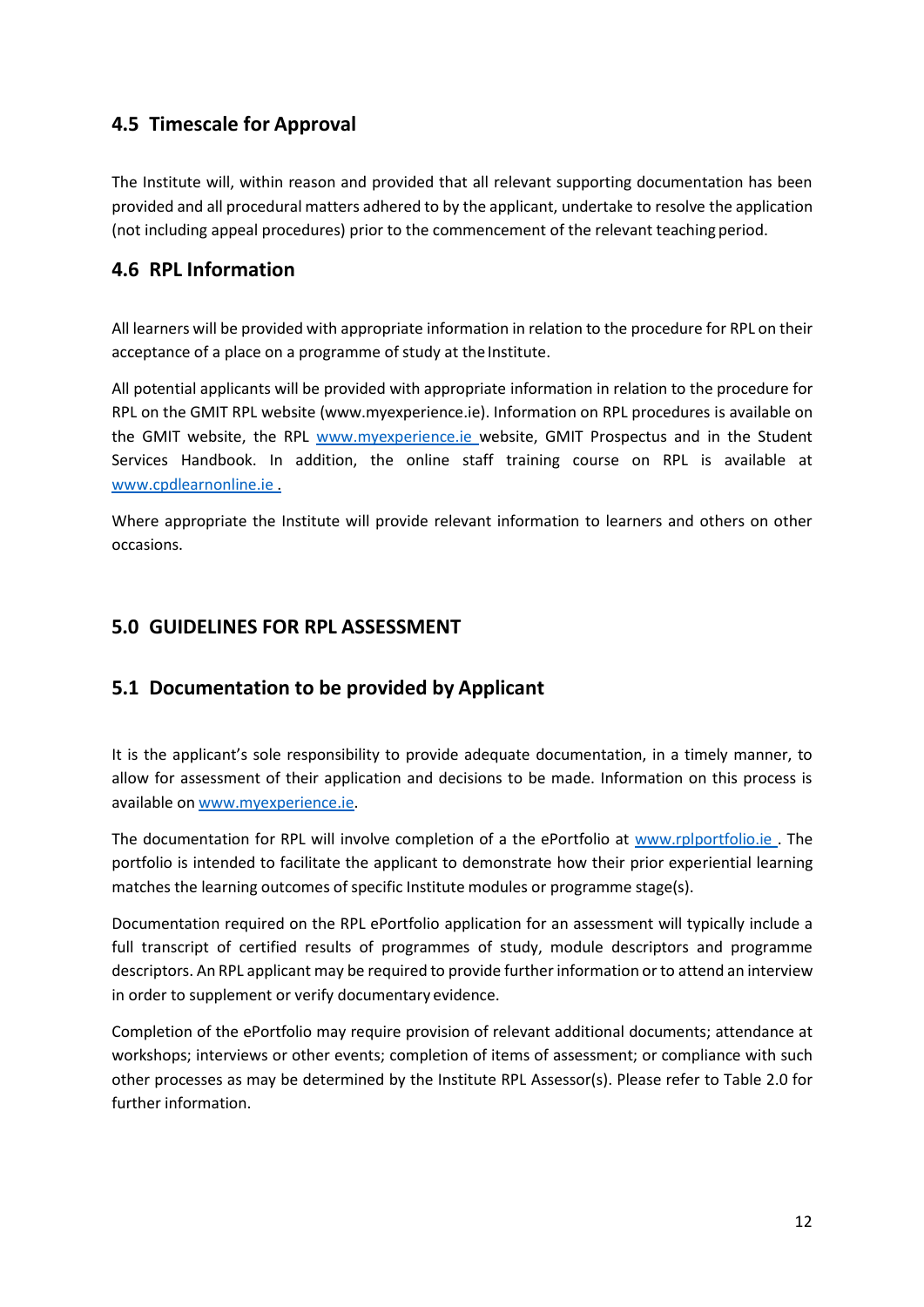## 4.5 Timescale for Approval

The Institute will, within reason and provided that all relevant supporting documentation has been provided and all procedural matters adhered to by the applicant, undertake to resolve the application (not including appeal procedures) prior to the commencement of the relevant teaching period.

## 4.6 RPL Information

All learners will be provided with appropriate information in relation to the procedure for RPL on their acceptance of a place on a programme of study at the Institute.

All potential applicants will be provided with appropriate information in relation to the procedure for RPL on the GMIT RPL website (www.myexperience.ie). Information on RPL procedures is available on the GMIT website, the RPL www.myexperience.ie website, GMIT Prospectus and in the Student Services Handbook. In addition, the online staff training course on RPL is available at www.cpdlearnonline.ie .

Where appropriate the Institute will provide relevant information to learners and others on other occasions.

# 5.0 GUIDELINES FOR RPL ASSESSMENT

## 5.1 Documentation to be provided by Applicant

It is the applicant's sole responsibility to provide adequate documentation, in a timely manner, to allow for assessment of their application and decisions to be made. Information on this process is available on www.myexperience.ie.

The documentation for RPL will involve completion of a the ePortfolio at www.rplportfolio.ie . The portfolio is intended to facilitate the applicant to demonstrate how their prior experiential learning matches the learning outcomes of specific Institute modules or programme stage(s).

Documentation required on the RPL ePortfolio application for an assessment will typically include a full transcript of certified results of programmes of study, module descriptors and programme descriptors. An RPL applicant may be required to provide further information or to attend an interview in order to supplement or verify documentary evidence.

Completion of the ePortfolio may require provision of relevant additional documents; attendance at workshops; interviews or other events; completion of items of assessment; or compliance with such other processes as may be determined by the Institute RPL Assessor(s). Please refer to Table 2.0 for further information.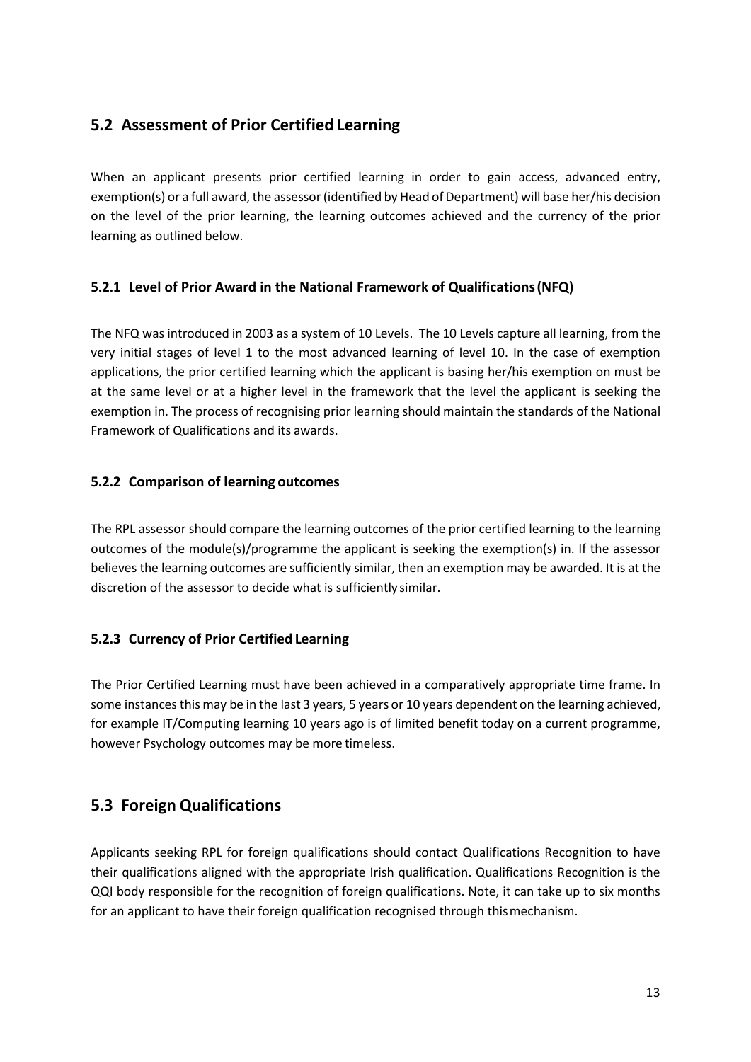## 5.2 Assessment of Prior Certified Learning

When an applicant presents prior certified learning in order to gain access, advanced entry, exemption(s) or a full award, the assessor (identified by Head of Department) will base her/his decision on the level of the prior learning, the learning outcomes achieved and the currency of the prior learning as outlined below.

### 5.2.1 Level of Prior Award in the National Framework of Qualifications (NFQ)

The NFQ was introduced in 2003 as a system of 10 Levels. The 10 Levels capture all learning, from the very initial stages of level 1 to the most advanced learning of level 10. In the case of exemption applications, the prior certified learning which the applicant is basing her/his exemption on must be at the same level or at a higher level in the framework that the level the applicant is seeking the exemption in. The process of recognising prior learning should maintain the standards of the National Framework of Qualifications and its awards.

### 5.2.2 Comparison of learning outcomes

The RPL assessor should compare the learning outcomes of the prior certified learning to the learning outcomes of the module(s)/programme the applicant is seeking the exemption(s) in. If the assessor believes the learning outcomes are sufficiently similar, then an exemption may be awarded. It is at the discretion of the assessor to decide what is sufficiently similar.

### 5.2.3 Currency of Prior Certified Learning

The Prior Certified Learning must have been achieved in a comparatively appropriate time frame. In some instances this may be in the last 3 years, 5 years or 10 years dependent on the learning achieved, for example IT/Computing learning 10 years ago is of limited benefit today on a current programme, however Psychology outcomes may be more timeless.

## 5.3 Foreign Qualifications

Applicants seeking RPL for foreign qualifications should contact Qualifications Recognition to have their qualifications aligned with the appropriate Irish qualification. Qualifications Recognition is the QQI body responsible for the recognition of foreign qualifications. Note, it can take up to six months for an applicant to have their foreign qualification recognised through this mechanism.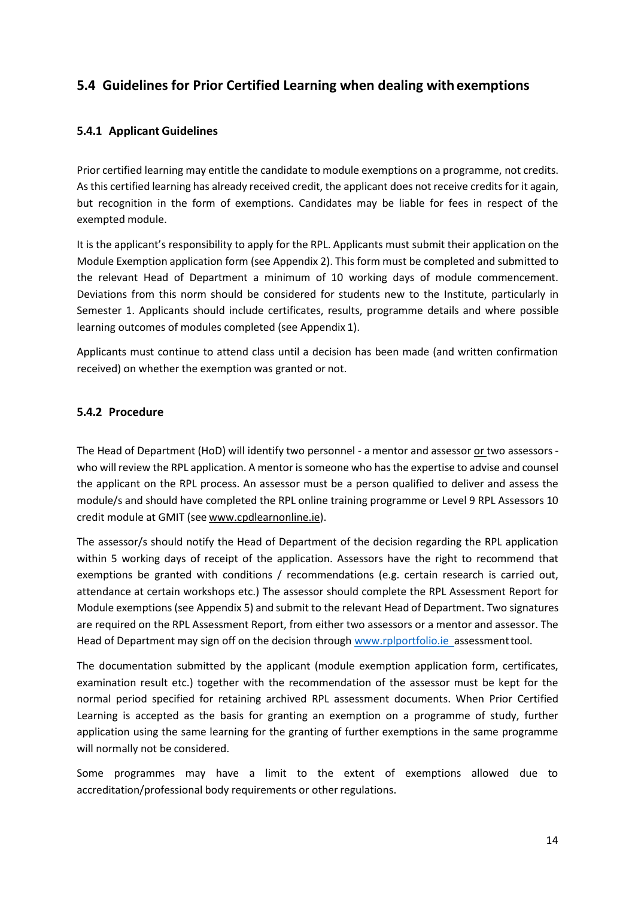## 5.4 Guidelines for Prior Certified Learning when dealing with exemptions

### 5.4.1 Applicant Guidelines

Prior certified learning may entitle the candidate to module exemptions on a programme, not credits. As this certified learning has already received credit, the applicant does not receive credits for it again, but recognition in the form of exemptions. Candidates may be liable for fees in respect of the exempted module.

It is the applicant's responsibility to apply for the RPL. Applicants must submit their application on the Module Exemption application form (see Appendix 2). This form must be completed and submitted to the relevant Head of Department a minimum of 10 working days of module commencement. Deviations from this norm should be considered for students new to the Institute, particularly in Semester 1. Applicants should include certificates, results, programme details and where possible learning outcomes of modules completed (see Appendix 1).

Applicants must continue to attend class until a decision has been made (and written confirmation received) on whether the exemption was granted or not.

### 5.4.2 Procedure

The Head of Department (HoD) will identify two personnel - a mentor and assessor <u>or</u> two assessors - who will review the RPL application. A mentor is someone who has the expertise to advise and counsel the applicant on the RPL process. An assessor must be a person qualified to deliver and assess the module/s and should have completed the RPL online training programme or Level 9 RPL Assessors 10 credit module at GMIT (see www.cpdlearnonline.ie).

The assessor/s should notify the Head of Department of the decision regarding the RPL application within 5 working days of receipt of the application. Assessors have the right to recommend that exemptions be granted with conditions / recommendations (e.g. certain research is carried out, attendance at certain workshops etc.) The assessor should complete the RPL Assessment Report for Module exemptions (see Appendix 5) and submit to the relevant Head of Department. Two signatures are required on the RPL Assessment Report, from either two assessors or a mentor and assessor. The Head of Department may sign off on the decision through www.rplportfolio.ie assessment tool.

The documentation submitted by the applicant (module exemption application form, certificates, examination result etc.) together with the recommendation of the assessor must be kept for the normal period specified for retaining archived RPL assessment documents. When Prior Certified Learning is accepted as the basis for granting an exemption on a programme of study, further application using the same learning for the granting of further exemptions in the same programme will normally not be considered.

Some programmes may have a limit to the extent of exemptions allowed due to accreditation/professional body requirements or other regulations.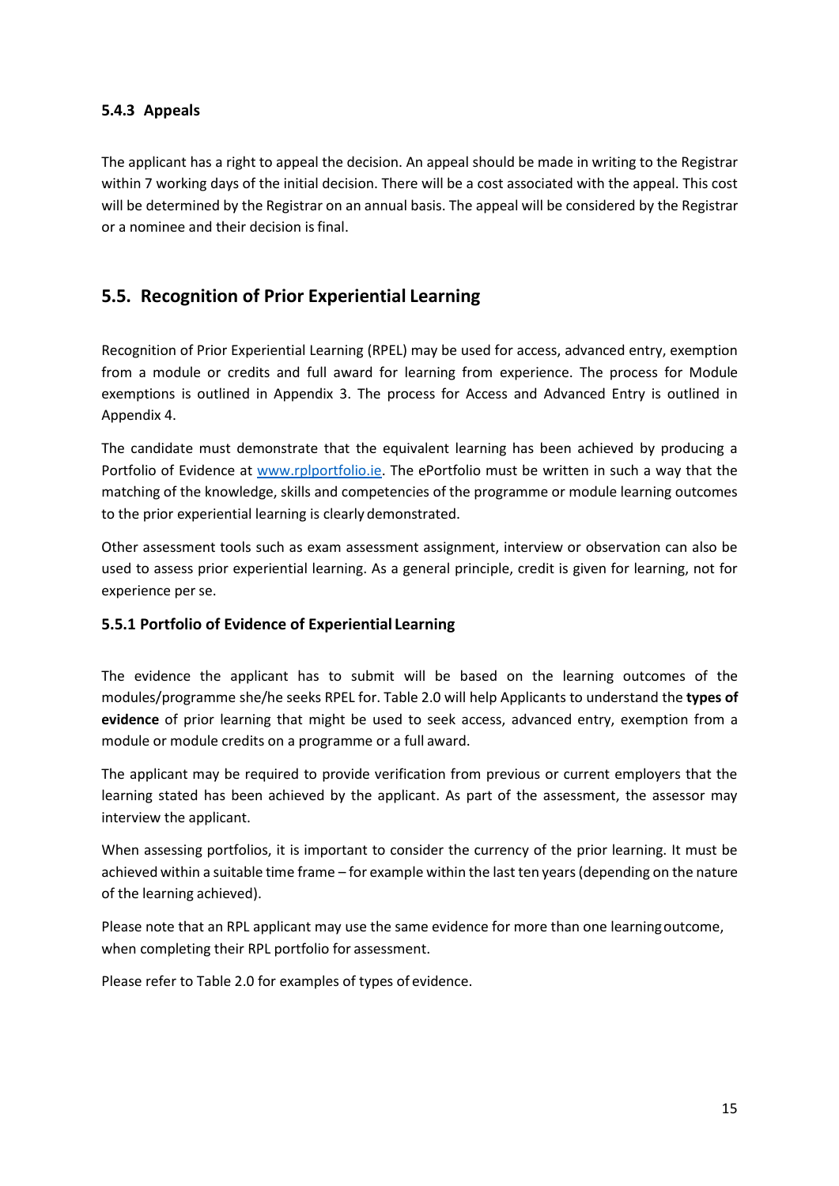### 5.4.3 Appeals

The applicant has a right to appeal the decision. An appeal should be made in writing to the Registrar within 7 working days of the initial decision. There will be a cost associated with the appeal. This cost will be determined by the Registrar on an annual basis. The appeal will be considered by the Registrar or a nominee and their decision is final.

## 5.5. Recognition of Prior Experiential Learning

Recognition of Prior Experiential Learning (RPEL) may be used for access, advanced entry, exemption from a module or credits and full award for learning from experience. The process for Module exemptions is outlined in Appendix 3. The process for Access and Advanced Entry is outlined in Appendix 4.

The candidate must demonstrate that the equivalent learning has been achieved by producing a Portfolio of Evidence at [www.rplportfolio.ie](http://www.rplportfolio.ie). The ePortfolio must be written in such a way that the matching of the knowledge, skills and competencies of the programme or module learning outcomes to the prior experiential learning is clearly demonstrated.

Other assessment tools such as exam assessment assignment, interview or observation can also be used to assess prior experiential learning. As a general principle, credit is given for learning, not for experience per se.

### 5.5.1 Portfolio of Evidence of Experiential Learning

The evidence the applicant has to submit will be based on the learning outcomes of the modules/programme she/he seeks RPEL for. Table 2.0 will help Applicants to understand the **types of evidence** of prior learning that might be used to seek access, advanced entry, exemption from a module or module credits on a programme or a full award.

The applicant may be required to provide verification from previous or current employers that the learning stated has been achieved by the applicant. As part of the assessment, the assessor may interview the applicant.

When assessing portfolios, it is important to consider the currency of the prior learning. It must be achieved within a suitable time frame – for example within the last ten years (depending on the nature of the learning achieved).

Please note that an RPL applicant may use the same evidence for more than one learning outcome, when completing their RPL portfolio for assessment.

Please refer to Table 2.0 for examples of types of evidence.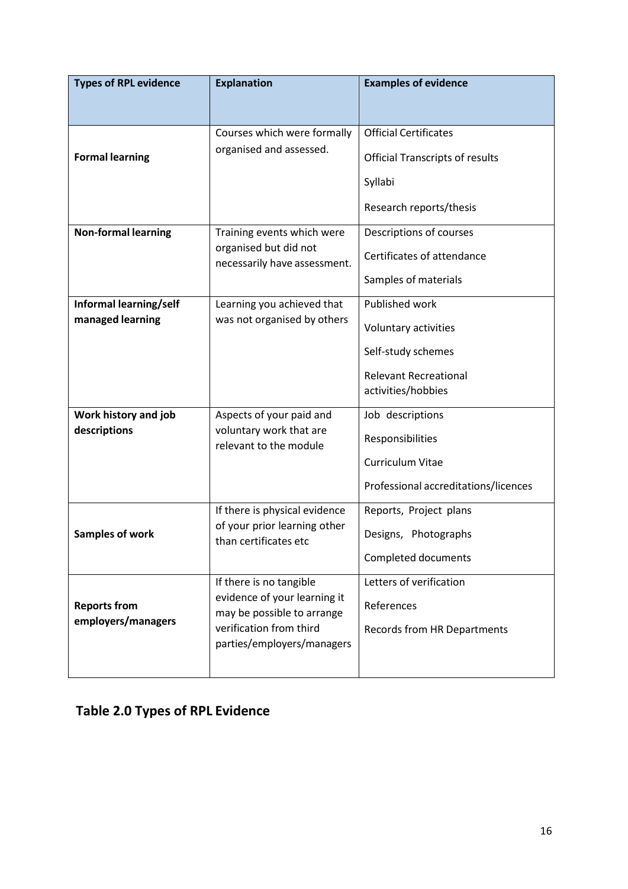| Types of RPL evidence | Explanation | Examples of evidence |
|---|---|---|
| **Formal learning** | Courses which were formally organised and assessed. | Official Certificates<br>Official Transcripts of results<br>Syllabi<br>Research reports/thesis |
| **Non-formal learning** | Training events which were organised but did not necessarily have assessment. | Descriptions of courses<br>Certificates of attendance<br>Samples of materials |
| **Informal learning/self managed learning** | Learning you achieved that was not organised by others | Published work<br>Voluntary activities<br>Self-study schemes<br>Relevant Recreational activities/hobbies |
| **Work history and job descriptions** | Aspects of your paid and voluntary work that are relevant to the module | Job descriptions<br>Responsibilities<br>Curriculum Vitae<br>Professional accreditations/licences |
| **Samples of work** | If there is physical evidence of your prior learning other than certificates etc | Reports, Project plans<br>Designs, Photographs<br>Completed documents |
| **Reports from employers/managers** | If there is no tangible evidence of your learning it may be possible to arrange verification from third parties/employers/managers | Letters of verification<br>References<br>Records from HR Departments |

**Table 2.0 Types of RPL Evidence**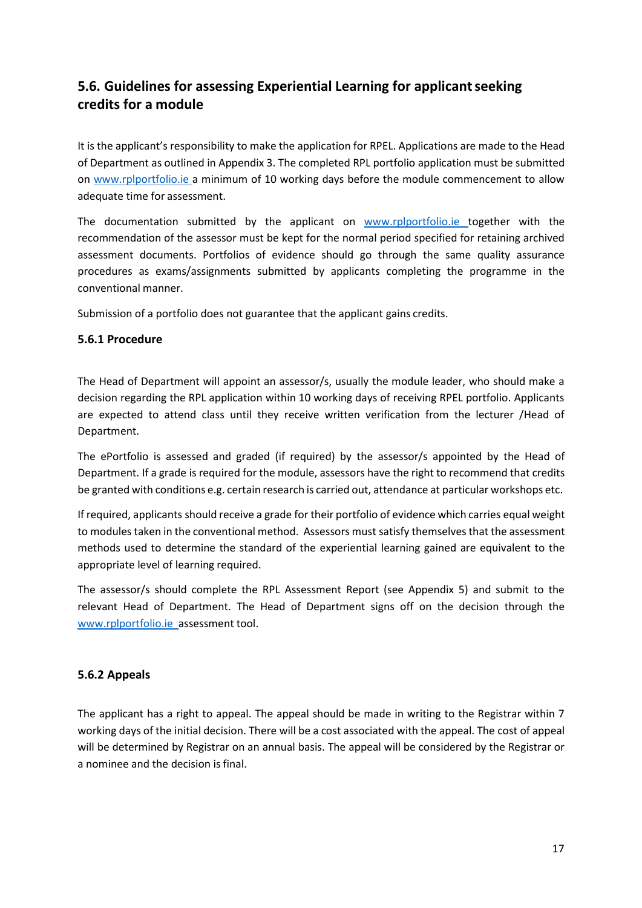## 5.6. Guidelines for assessing Experiential Learning for applicant seeking credits for a module

It is the applicant's responsibility to make the application for RPEL. Applications are made to the Head of Department as outlined in Appendix 3. The completed RPL portfolio application must be submitted on www.rplportfolio.ie a minimum of 10 working days before the module commencement to allow adequate time for assessment.

The documentation submitted by the applicant on www.rplportfolio.ie together with the recommendation of the assessor must be kept for the normal period specified for retaining archived assessment documents. Portfolios of evidence should go through the same quality assurance procedures as exams/assignments submitted by applicants completing the programme in the conventional manner.

Submission of a portfolio does not guarantee that the applicant gains credits.

### 5.6.1 Procedure

The Head of Department will appoint an assessor/s, usually the module leader, who should make a decision regarding the RPL application within 10 working days of receiving RPEL portfolio. Applicants are expected to attend class until they receive written verification from the lecturer /Head of Department.

The ePortfolio is assessed and graded (if required) by the assessor/s appointed by the Head of Department. If a grade is required for the module, assessors have the right to recommend that credits be granted with conditions e.g. certain research is carried out, attendance at particular workshops etc.

If required, applicants should receive a grade for their portfolio of evidence which carries equal weight to modules taken in the conventional method. Assessors must satisfy themselves that the assessment methods used to determine the standard of the experiential learning gained are equivalent to the appropriate level of learning required.

The assessor/s should complete the RPL Assessment Report (see Appendix 5) and submit to the relevant Head of Department. The Head of Department signs off on the decision through the www.rplportfolio.ie assessment tool.

### 5.6.2 Appeals

The applicant has a right to appeal. The appeal should be made in writing to the Registrar within 7 working days of the initial decision. There will be a cost associated with the appeal. The cost of appeal will be determined by Registrar on an annual basis. The appeal will be considered by the Registrar or a nominee and the decision is final.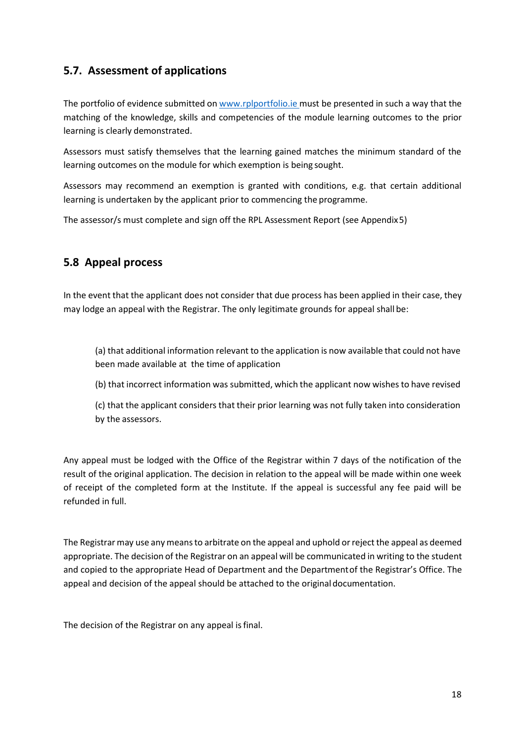## 5.7. Assessment of applications

The portfolio of evidence submitted on [www.rplportfolio.ie](http://www.rplportfolio.ie) must be presented in such a way that the matching of the knowledge, skills and competencies of the module learning outcomes to the prior learning is clearly demonstrated.

Assessors must satisfy themselves that the learning gained matches the minimum standard of the learning outcomes on the module for which exemption is being sought.

Assessors may recommend an exemption is granted with conditions, e.g. that certain additional learning is undertaken by the applicant prior to commencing the programme.

The assessor/s must complete and sign off the RPL Assessment Report (see Appendix 5)

## 5.8 Appeal process

In the event that the applicant does not consider that due process has been applied in their case, they may lodge an appeal with the Registrar. The only legitimate grounds for appeal shall be:

(a) that additional information relevant to the application is now available that could not have been made available at the time of application

(b) that incorrect information was submitted, which the applicant now wishes to have revised

(c) that the applicant considers that their prior learning was not fully taken into consideration by the assessors.

Any appeal must be lodged with the Office of the Registrar within 7 days of the notification of the result of the original application. The decision in relation to the appeal will be made within one week of receipt of the completed form at the Institute. If the appeal is successful any fee paid will be refunded in full.

The Registrar may use any means to arbitrate on the appeal and uphold or reject the appeal as deemed appropriate. The decision of the Registrar on an appeal will be communicated in writing to the student and copied to the appropriate Head of Department and the Department of the Registrar's Office. The appeal and decision of the appeal should be attached to the original documentation.

The decision of the Registrar on any appeal is final.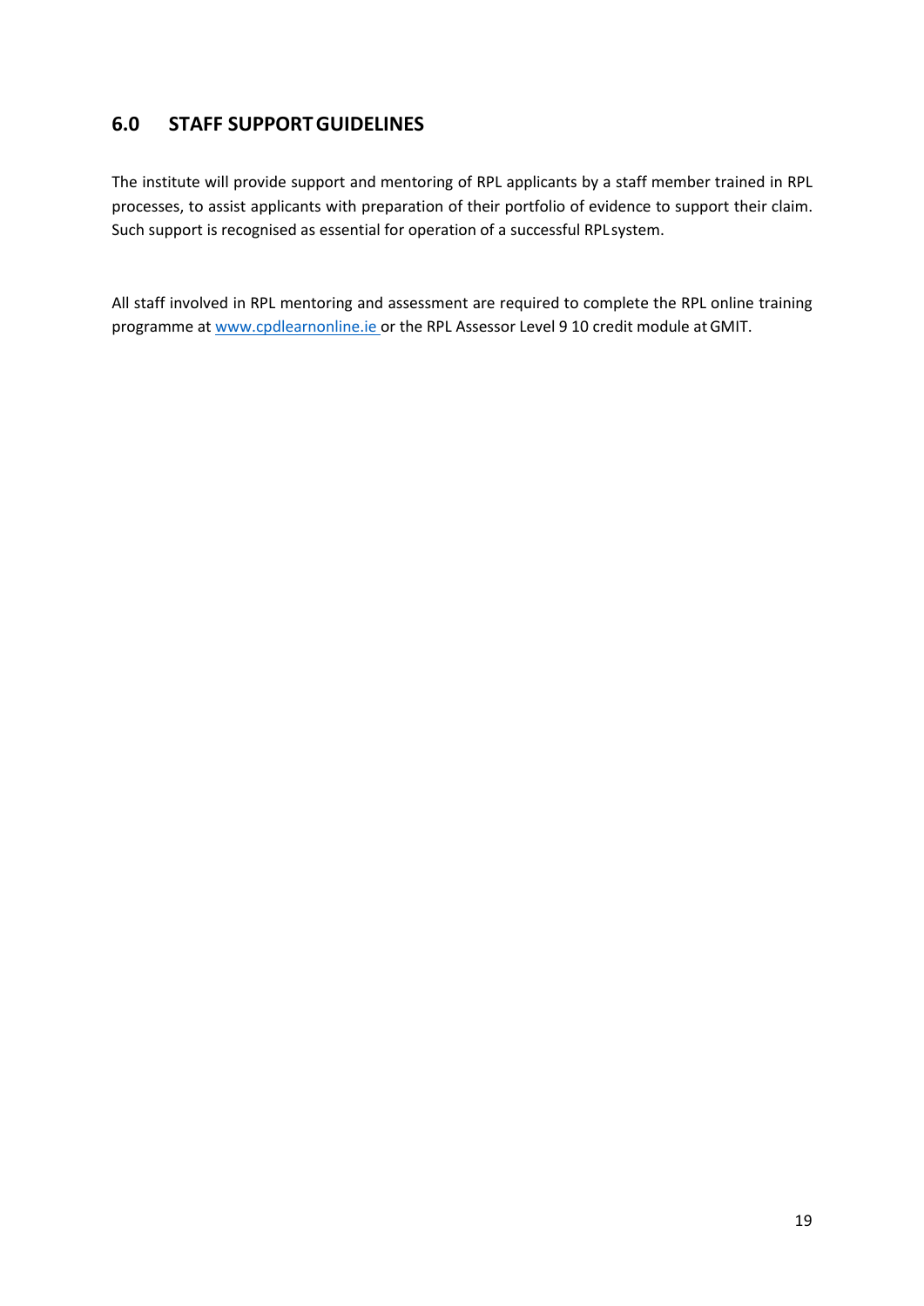## 6.0 STAFF SUPPORT GUIDELINES

The institute will provide support and mentoring of RPL applicants by a staff member trained in RPL processes, to assist applicants with preparation of their portfolio of evidence to support their claim. Such support is recognised as essential for operation of a successful RPL system.

All staff involved in RPL mentoring and assessment are required to complete the RPL online training programme at [www.cpdlearnonline.ie](http://www.cpdlearnonline.ie) or the RPL Assessor Level 9 10 credit module at GMIT.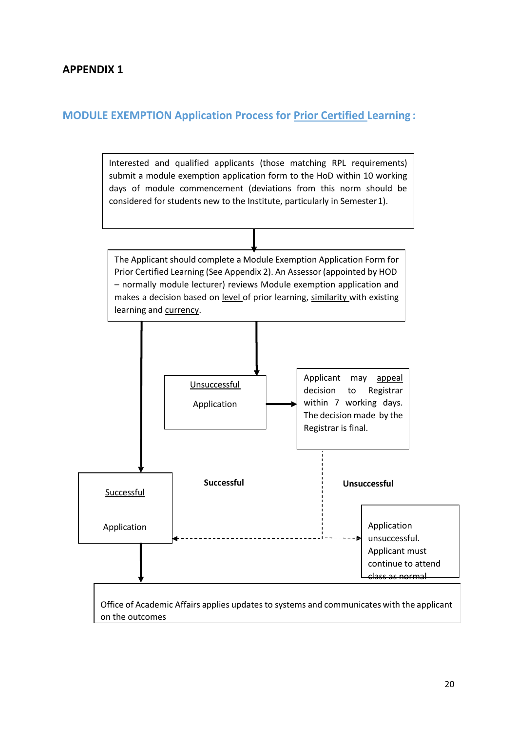**APPENDIX 1**

## MODULE EXEMPTION Application Process for Prior Certified Learning :

Interested and qualified applicants (those matching RPL requirements) submit a module exemption application form to the HoD within 10 working days of module commencement (deviations from this norm should be considered for students new to the Institute, particularly in Semester 1).

The Applicant should complete a Module Exemption Application Form for Prior Certified Learning (See Appendix 2). An Assessor (appointed by HOD – normally module lecturer) reviews Module exemption application and makes a decision based on level of prior learning, similarity with existing learning and currency.

Unsuccessful Application

Applicant may appeal decision to Registrar within 7 working days. The decision made by the Registrar is final.

**Successful**

**Unsuccessful**

Successful Application

Application unsuccessful. Applicant must continue to attend class as normal

Office of Academic Affairs applies updates to systems and communicates with the applicant on the outcomes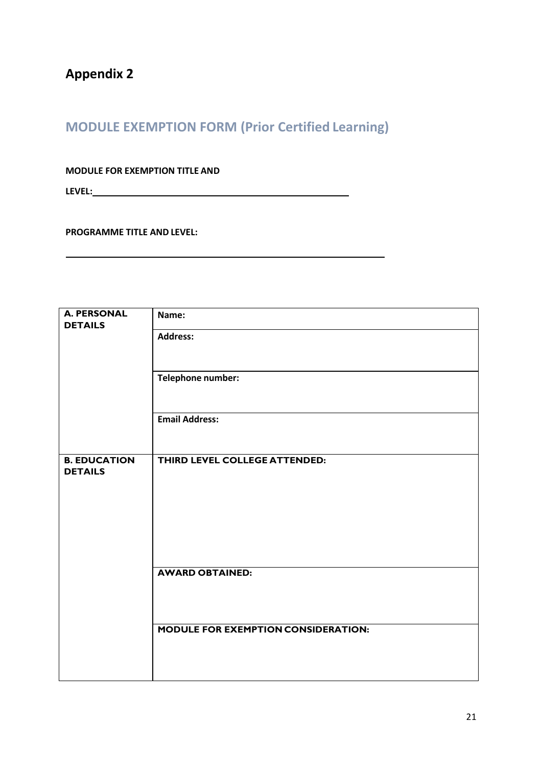## Appendix 2

### MODULE EXEMPTION FORM (Prior Certified Learning)

**MODULE FOR EXEMPTION TITLE AND**

**LEVEL:**\_\_\_\_\_\_\_\_\_\_\_\_\_\_\_\_\_\_\_\_\_\_\_\_\_\_\_\_\_\_\_\_\_\_\_\_\_\_\_\_\_\_\_\_\_\_\_\_

**PROGRAMME TITLE AND LEVEL:**

\_\_\_\_\_\_\_\_\_\_\_\_\_\_\_\_\_\_\_\_\_\_\_\_\_\_\_\_\_\_\_\_\_\_\_\_\_\_\_\_\_\_\_\_\_\_\_\_\_\_\_\_\_\_\_\_

| | |
|---|---|
| **A. PERSONAL DETAILS** | **Name:** |
| | **Address:** |
| | **Telephone number:** |
| | **Email Address:** |
| **B. EDUCATION DETAILS** | **THIRD LEVEL COLLEGE ATTENDED:** |
| | **AWARD OBTAINED:** |
| | **MODULE FOR EXEMPTION CONSIDERATION:** |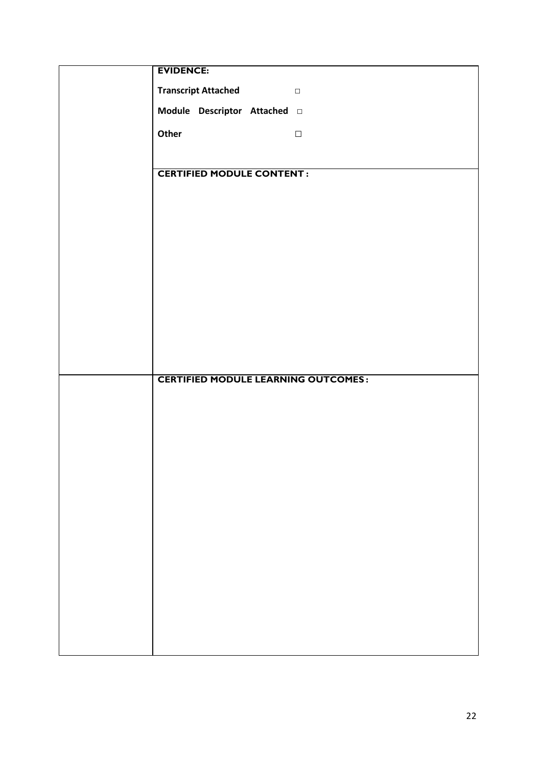| | |
|---|---|
| | **EVIDENCE:**<br><br>**Transcript Attached** ☐<br><br>**Module Descriptor Attached** ☐<br><br>**Other** ☐ |
| | **CERTIFIED MODULE CONTENT :** |
| | **CERTIFIED MODULE LEARNING OUTCOMES :** |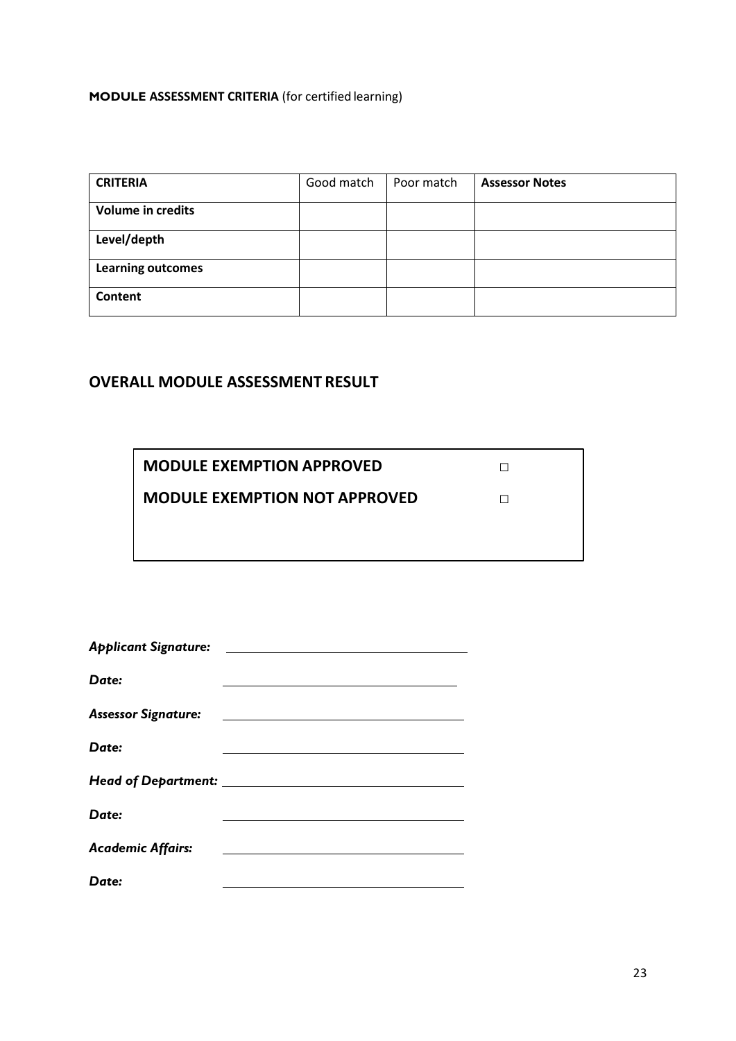**MODULE ASSESSMENT CRITERIA** (for certified learning)

| **CRITERIA** | Good match | Poor match | **Assessor Notes** |
| --- | --- | --- | --- |
| **Volume in credits** | | | |
| **Level/depth** | | | |
| **Learning outcomes** | | | |
| **Content** | | | |

## OVERALL MODULE ASSESSMENT RESULT

**MODULE EXEMPTION APPROVED** □

**MODULE EXEMPTION NOT APPROVED** □

***Applicant Signature:*** ________________________________

***Date:*** ________________________________

***Assessor Signature:*** ________________________________

***Date:*** ________________________________

***Head of Department:*** ________________________________

***Date:*** ________________________________

***Academic Affairs:*** ________________________________

***Date:*** ________________________________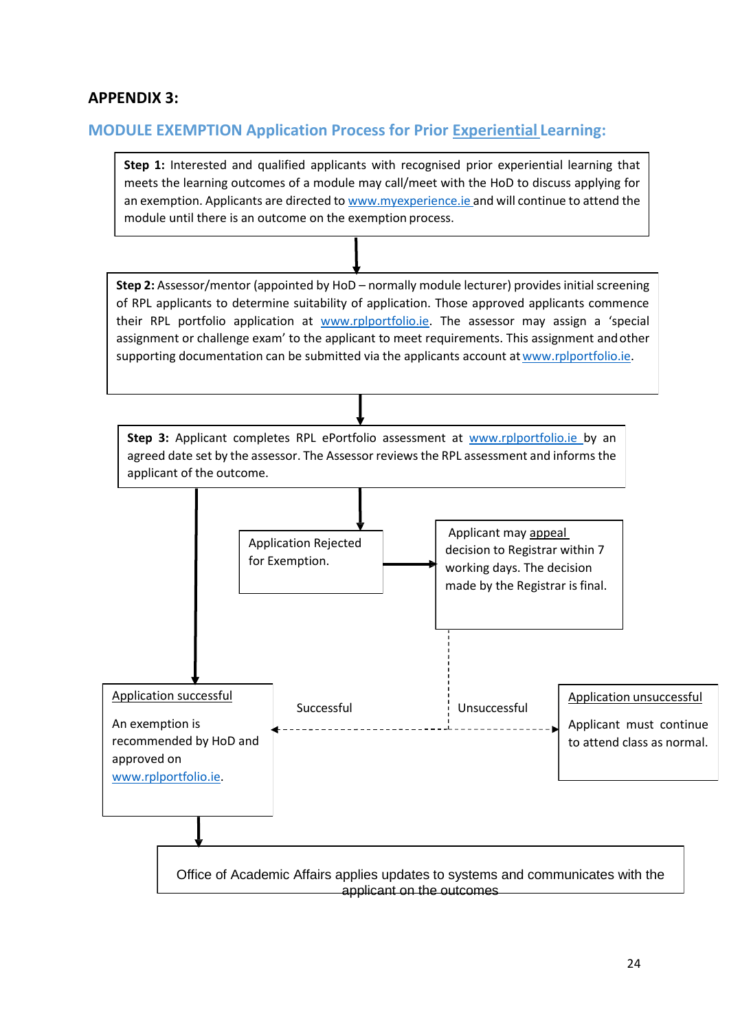**APPENDIX 3:**

## MODULE EXEMPTION Application Process for Prior Experiential Learning:

**Step 1:** Interested and qualified applicants with recognised prior experiential learning that meets the learning outcomes of a module may call/meet with the HoD to discuss applying for an exemption. Applicants are directed to www.myexperience.ie and will continue to attend the module until there is an outcome on the exemption process.

↓

**Step 2:** Assessor/mentor (appointed by HoD – normally module lecturer) provides initial screening of RPL applicants to determine suitability of application. Those approved applicants commence their RPL portfolio application at www.rplportfolio.ie. The assessor may assign a 'special assignment or challenge exam' to the applicant to meet requirements. This assignment and other supporting documentation can be submitted via the applicants account at www.rplportfolio.ie.

↓

**Step 3:** Applicant completes RPL ePortfolio assessment at www.rplportfolio.ie by an agreed date set by the assessor. The Assessor reviews the RPL assessment and informs the applicant of the outcome.

↓

Application Rejected for Exemption.

→ Applicant may appeal decision to Registrar within 7 working days. The decision made by the Registrar is final.

- Successful → Application successful
- Unsuccessful → Application unsuccessful

Application successful

An exemption is recommended by HoD and approved on www.rplportfolio.ie.

Application unsuccessful

Applicant must continue to attend class as normal.

↓

Office of Academic Affairs applies updates to systems and communicates with the applicant on the outcomes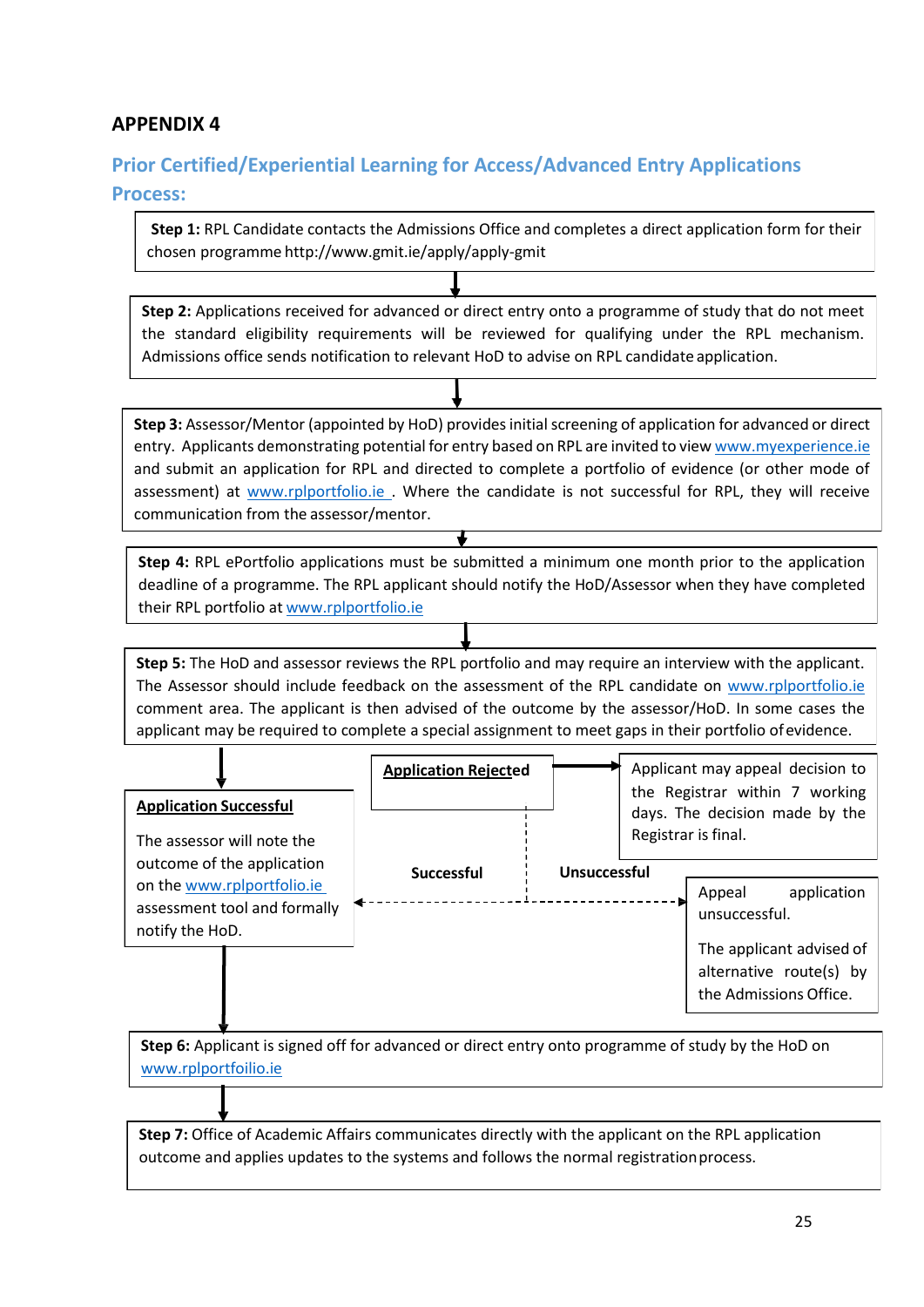## APPENDIX 4

### Prior Certified/Experiential Learning for Access/Advanced Entry Applications Process:

**Step 1:** RPL Candidate contacts the Admissions Office and completes a direct application form for their chosen programme http://www.gmit.ie/apply/apply-gmit

**Step 2:** Applications received for advanced or direct entry onto a programme of study that do not meet the standard eligibility requirements will be reviewed for qualifying under the RPL mechanism. Admissions office sends notification to relevant HoD to advise on RPL candidate application.

**Step 3:** Assessor/Mentor (appointed by HoD) provides initial screening of application for advanced or direct entry. Applicants demonstrating potential for entry based on RPL are invited to view www.myexperience.ie and submit an application for RPL and directed to complete a portfolio of evidence (or other mode of assessment) at www.rplportfolio.ie . Where the candidate is not successful for RPL, they will receive communication from the assessor/mentor.

**Step 4:** RPL ePortfolio applications must be submitted a minimum one month prior to the application deadline of a programme. The RPL applicant should notify the HoD/Assessor when they have completed their RPL portfolio at www.rplportfolio.ie

**Step 5:** The HoD and assessor reviews the RPL portfolio and may require an interview with the applicant. The Assessor should include feedback on the assessment of the RPL candidate on www.rplportfolio.ie comment area. The applicant is then advised of the outcome by the assessor/HoD. In some cases the applicant may be required to complete a special assignment to meet gaps in their portfolio of evidence.

**Application Successful**

The assessor will note the outcome of the application on the www.rplportfolio.ie assessment tool and formally notify the HoD.

**Application Rejected**

Applicant may appeal decision to the Registrar within 7 working days. The decision made by the Registrar is final.

- **Successful** → Application Successful
- **Unsuccessful** → Appeal application unsuccessful. The applicant advised of alternative route(s) by the Admissions Office.

**Step 6:** Applicant is signed off for advanced or direct entry onto programme of study by the HoD on www.rplportfoilio.ie

**Step 7:** Office of Academic Affairs communicates directly with the applicant on the RPL application outcome and applies updates to the systems and follows the normal registration process.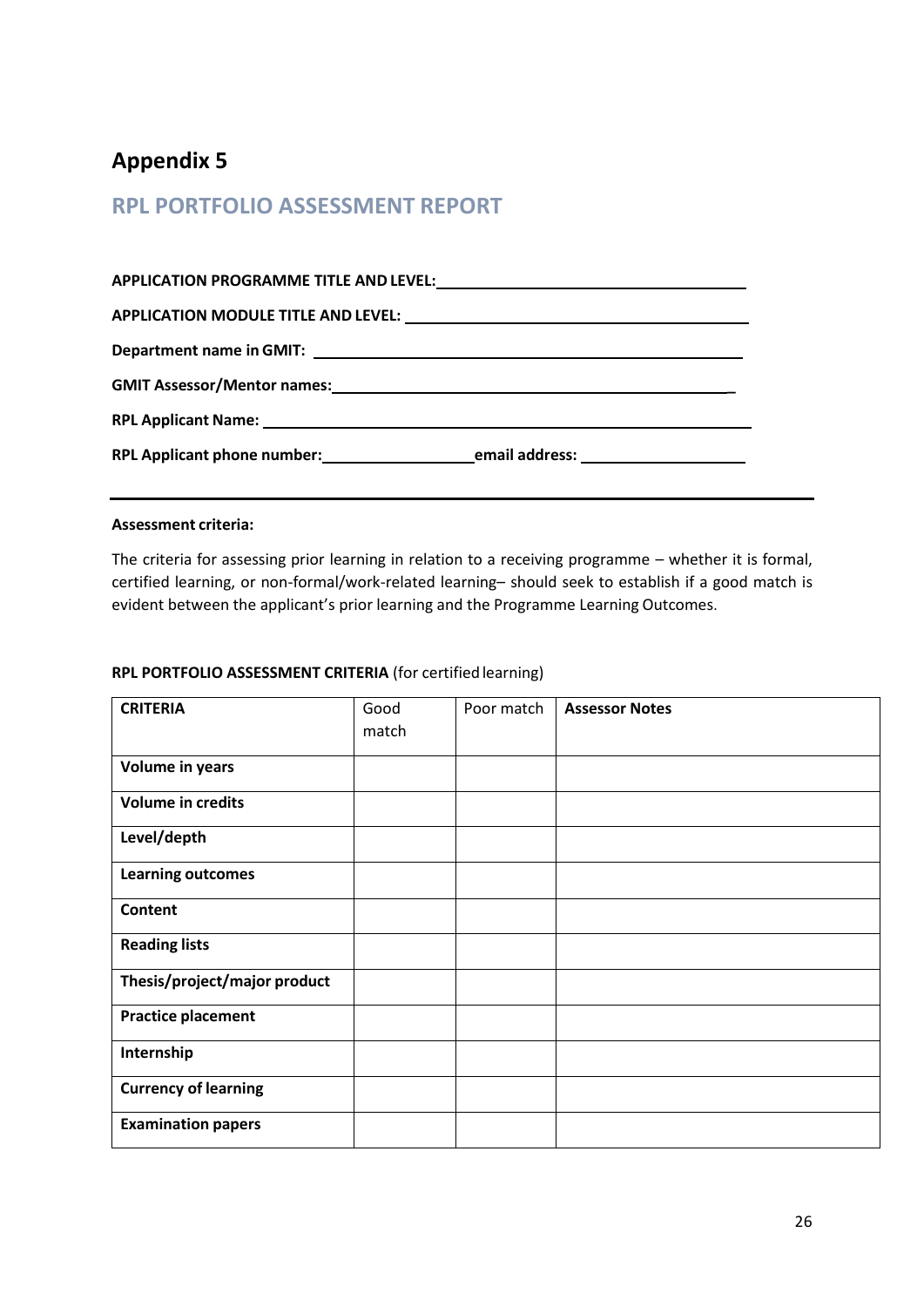# Appendix 5

## RPL PORTFOLIO ASSESSMENT REPORT

**APPLICATION PROGRAMME TITLE AND LEVEL:** ______________________________

**APPLICATION MODULE TITLE AND LEVEL:** ______________________________

**Department name in GMIT:** ______________________________

**GMIT Assessor/Mentor names:** ______________________________

**RPL Applicant Name:** ______________________________

**RPL Applicant phone number:** ________________ **email address:** ________________

---

**Assessment criteria:**

The criteria for assessing prior learning in relation to a receiving programme – whether it is formal, certified learning, or non-formal/work-related learning– should seek to establish if a good match is evident between the applicant's prior learning and the Programme Learning Outcomes.

**RPL PORTFOLIO ASSESSMENT CRITERIA** (for certified learning)

| **CRITERIA** | Good match | Poor match | **Assessor Notes** |
|---|---|---|---|
| **Volume in years** | | | |
| **Volume in credits** | | | |
| **Level/depth** | | | |
| **Learning outcomes** | | | |
| **Content** | | | |
| **Reading lists** | | | |
| **Thesis/project/major product** | | | |
| **Practice placement** | | | |
| **Internship** | | | |
| **Currency of learning** | | | |
| **Examination papers** | | | |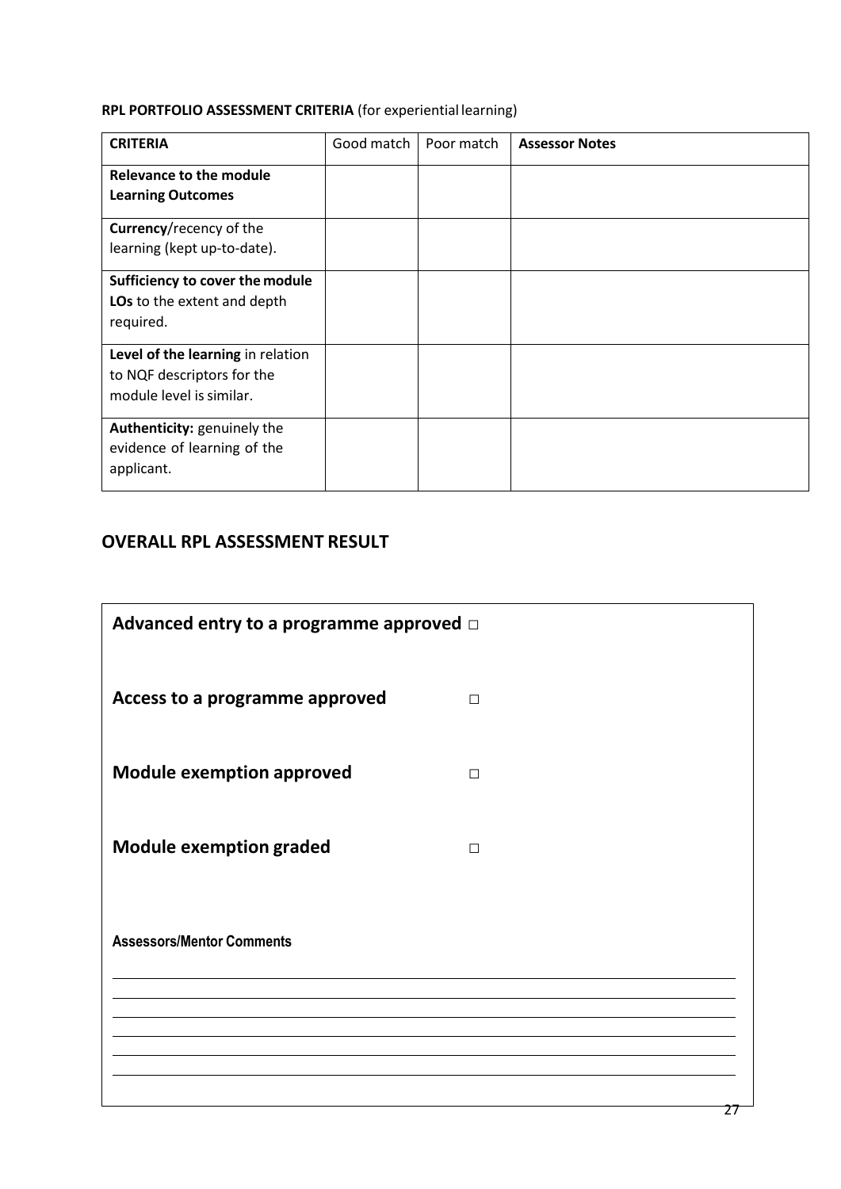**RPL PORTFOLIO ASSESSMENT CRITERIA** (for experiential learning)

| **CRITERIA** | Good match | Poor match | **Assessor Notes** |
|---|---|---|---|
| **Relevance to the module Learning Outcomes** | | | |
| **Currency**/recency of the learning (kept up-to-date). | | | |
| **Sufficiency to cover the module LOs** to the extent and depth required. | | | |
| **Level of the learning** in relation to NQF descriptors for the module level is similar. | | | |
| **Authenticity:** genuinely the evidence of learning of the applicant. | | | |

## OVERALL RPL ASSESSMENT RESULT

**Advanced entry to a programme approved** □

**Access to a programme approved** □

**Module exemption approved** □

**Module exemption graded** □

**Assessors/Mentor Comments**

______________________________________________________________________

______________________________________________________________________

______________________________________________________________________

______________________________________________________________________

______________________________________________________________________

______________________________________________________________________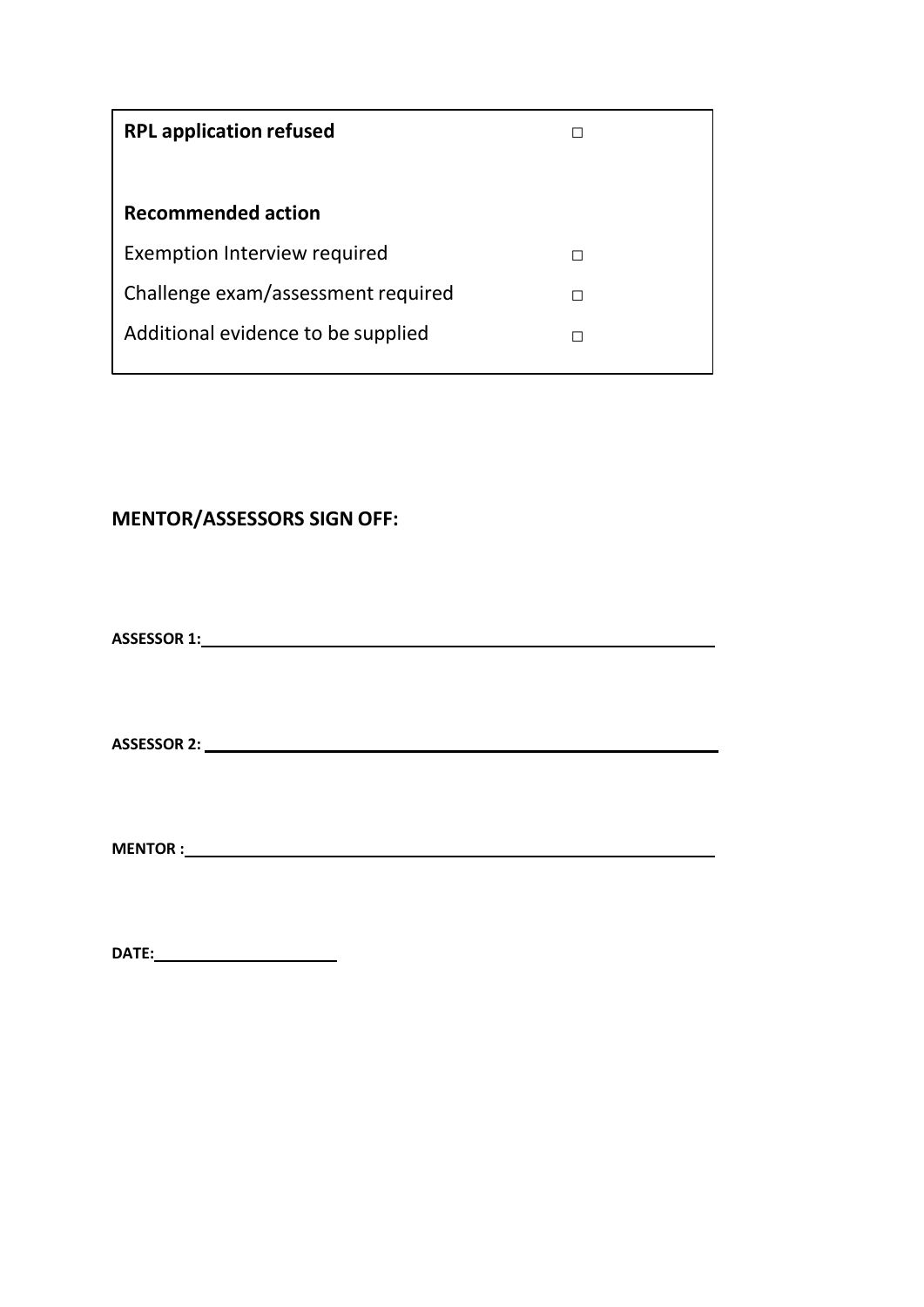| **RPL application refused** | ☐ |
| --- | --- |
| | |
| **Recommended action** | |
| Exemption Interview required | ☐ |
| Challenge exam/assessment required | ☐ |
| Additional evidence to be supplied | ☐ |

**MENTOR/ASSESSORS SIGN OFF:**

**ASSESSOR 1:** ____________________________________________

**ASSESSOR 2:** ____________________________________________

**MENTOR :** ____________________________________________

**DATE:** ____________________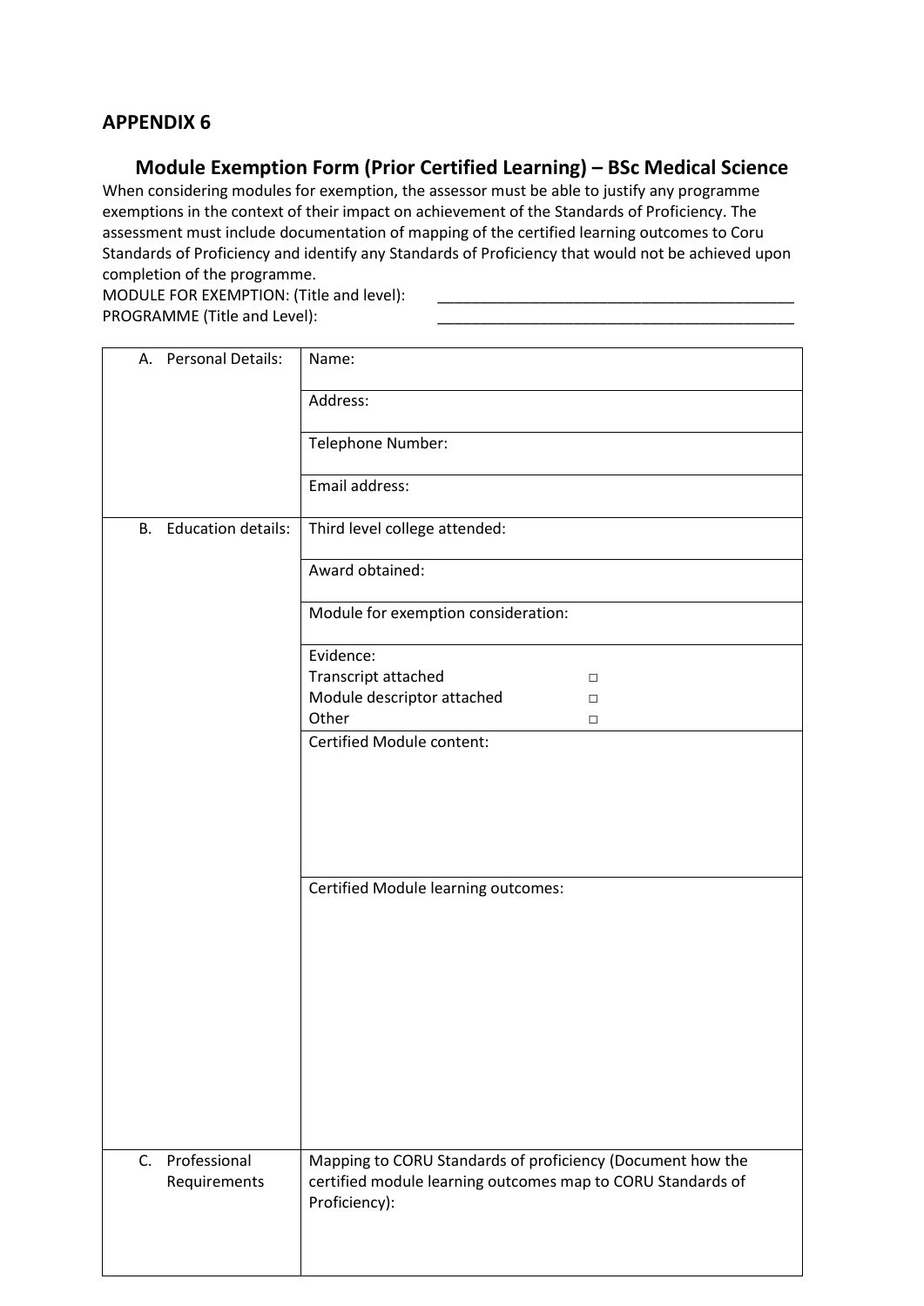## APPENDIX 6

### Module Exemption Form (Prior Certified Learning) – BSc Medical Science

When considering modules for exemption, the assessor must be able to justify any programme exemptions in the context of their impact on achievement of the Standards of Proficiency. The assessment must include documentation of mapping of the certified learning outcomes to Coru Standards of Proficiency and identify any Standards of Proficiency that would not be achieved upon completion of the programme.

MODULE FOR EXEMPTION: (Title and level): ___________________________________________

PROGRAMME (Title and Level): ___________________________________________

| | |
|---|---|
| A. Personal Details: | Name: |
| | Address: |
| | Telephone Number: |
| | Email address: |
| B. Education details: | Third level college attended: |
| | Award obtained: |
| | Module for exemption consideration: |
| | Evidence:<br>Transcript attached □<br>Module descriptor attached □<br>Other □ |
| | Certified Module content: |
| | Certified Module learning outcomes: |
| C. Professional Requirements | Mapping to CORU Standards of proficiency (Document how the certified module learning outcomes map to CORU Standards of Proficiency): |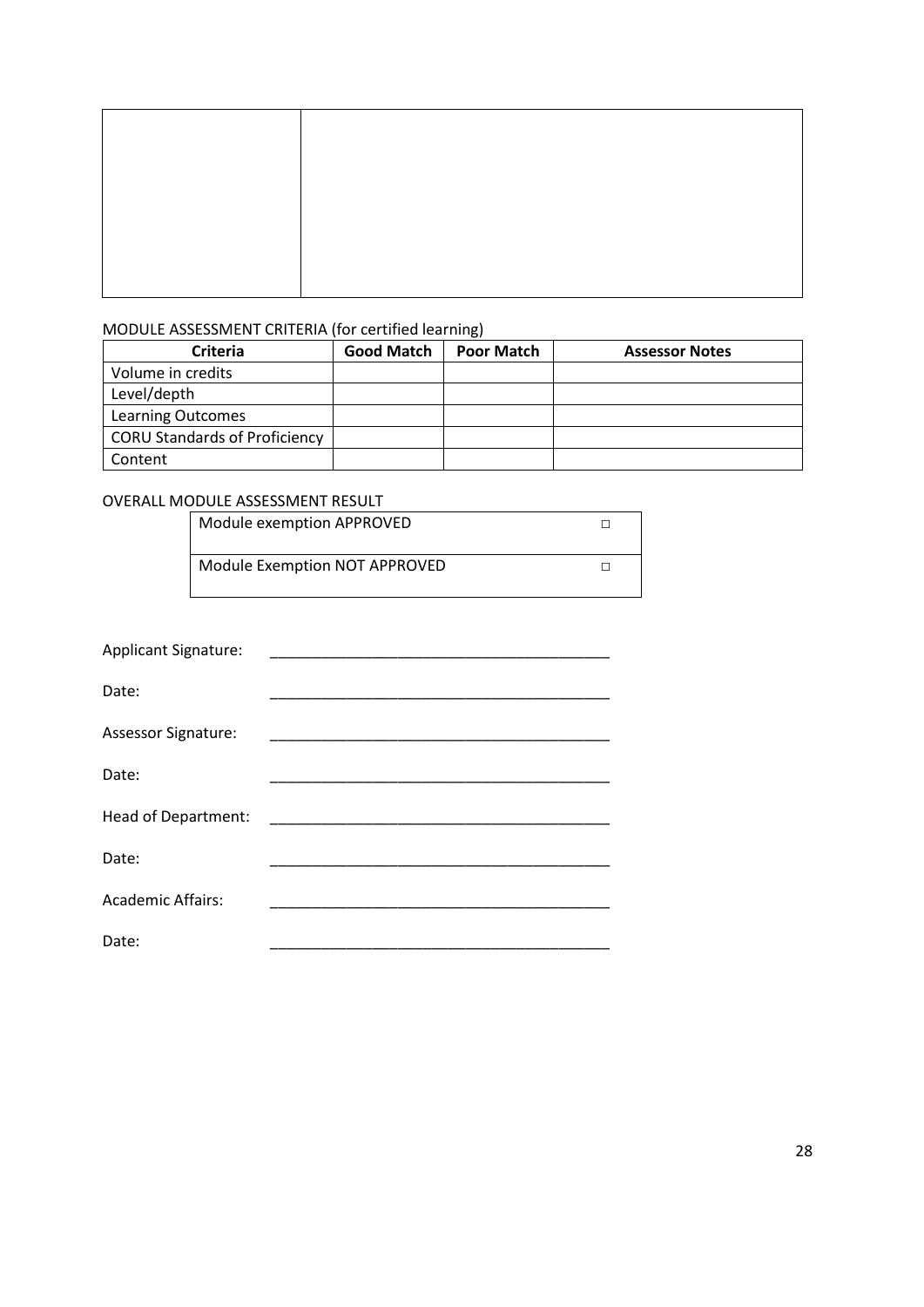| | |
|---|---|
| | |

MODULE ASSESSMENT CRITERIA (for certified learning)

| Criteria | Good Match | Poor Match | Assessor Notes |
|---|---|---|---|
| Volume in credits | | | |
| Level/depth | | | |
| Learning Outcomes | | | |
| CORU Standards of Proficiency | | | |
| Content | | | |

OVERALL MODULE ASSESSMENT RESULT

| | |
|---|---|
| Module exemption APPROVED | □ |
| Module Exemption NOT APPROVED | □ |

Applicant Signature: ________________________________________

Date: ________________________________________

Assessor Signature: ________________________________________

Date: ________________________________________

Head of Department: ________________________________________

Date: ________________________________________

Academic Affairs: ________________________________________

Date: ________________________________________